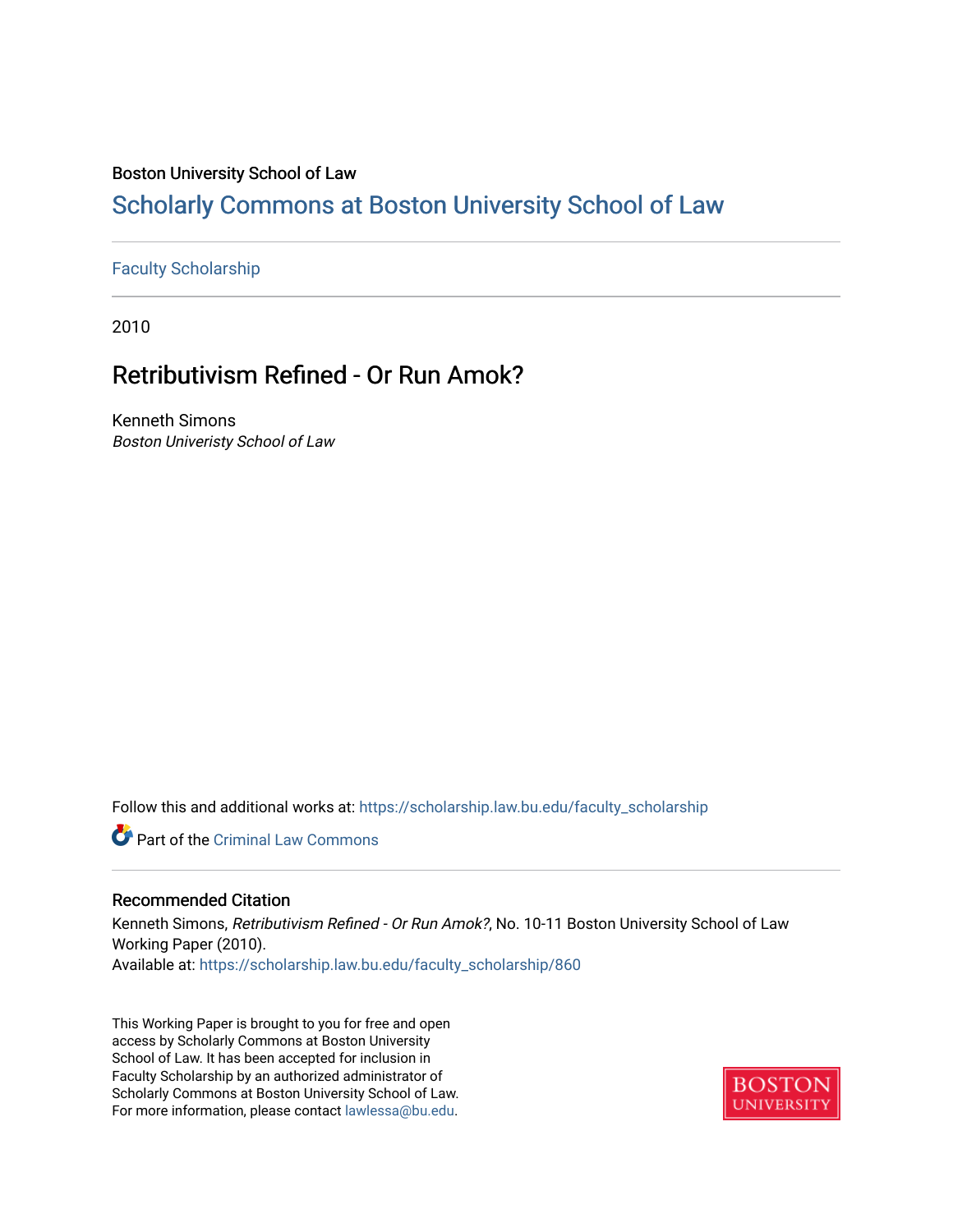Boston University School of Law

# Scholarly Commons at Boston University School of Law

Faculty Scholarship

2010

## Retributivism Refined - Or Run Amok?

Kenneth Simons
*Boston Univeristy School of Law*

Follow this and additional works at: https://scholarship.law.bu.edu/faculty_scholarship

Part of the Criminal Law Commons

### Recommended Citation

Kenneth Simons, *Retributivism Refined - Or Run Amok?*, No. 10-11 Boston University School of Law Working Paper (2010).
Available at: https://scholarship.law.bu.edu/faculty_scholarship/860

This Working Paper is brought to you for free and open access by Scholarly Commons at Boston University School of Law. It has been accepted for inclusion in Faculty Scholarship by an authorized administrator of Scholarly Commons at Boston University School of Law. For more information, please contact lawlessa@bu.edu.

BOSTON UNIVERSITY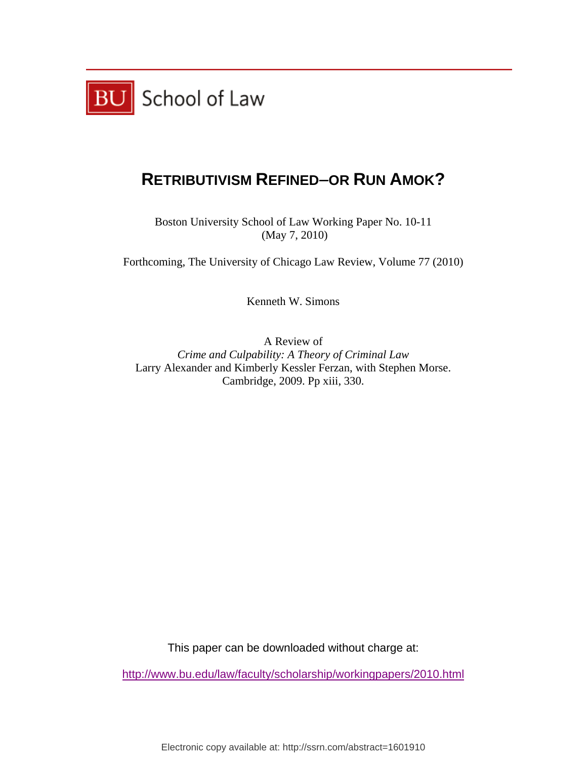BU School of Law

# RETRIBUTIVISM REFINED–OR RUN AMOK?

Boston University School of Law Working Paper No. 10-11
(May 7, 2010)

Forthcoming, The University of Chicago Law Review, Volume 77 (2010)

Kenneth W. Simons

A Review of
*Crime and Culpability: A Theory of Criminal Law*
Larry Alexander and Kimberly Kessler Ferzan, with Stephen Morse.
Cambridge, 2009. Pp xiii, 330.

This paper can be downloaded without charge at:

http://www.bu.edu/law/faculty/scholarship/workingpapers/2010.html

Electronic copy available at: http://ssrn.com/abstract=1601910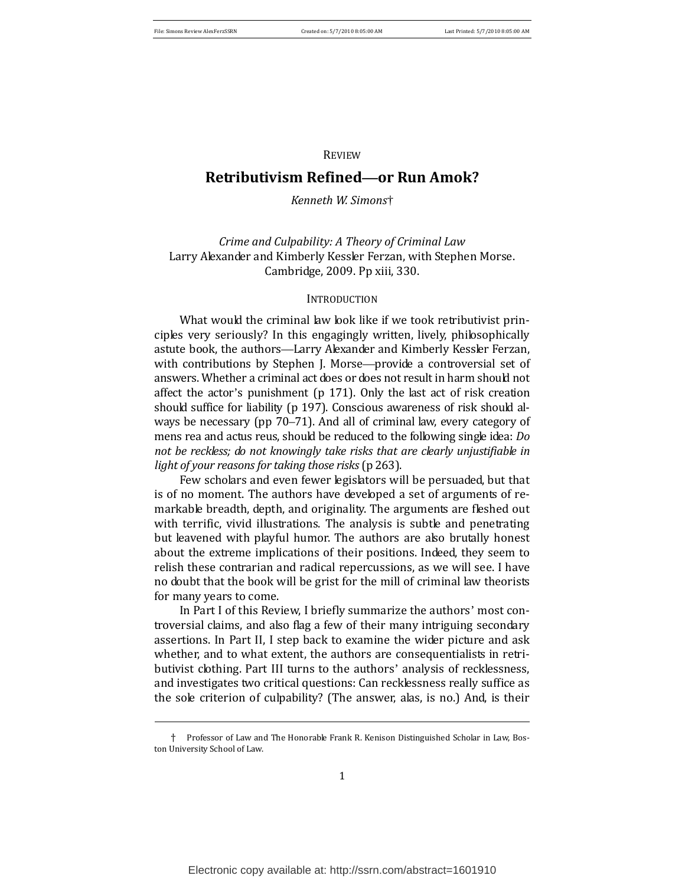REVIEW

# Retributivism Refined—or Run Amok?

*Kenneth W. Simons*†

*Crime and Culpability: A Theory of Criminal Law*
Larry Alexander and Kimberly Kessler Ferzan, with Stephen Morse.
Cambridge, 2009. Pp xiii, 330.

## INTRODUCTION

What would the criminal law look like if we took retributivist principles very seriously? In this engagingly written, lively, philosophically astute book, the authors—Larry Alexander and Kimberly Kessler Ferzan, with contributions by Stephen J. Morse—provide a controversial set of answers. Whether a criminal act does or does not result in harm should not affect the actor's punishment (p 171). Only the last act of risk creation should suffice for liability (p 197). Conscious awareness of risk should always be necessary (pp 70–71). And all of criminal law, every category of mens rea and actus reus, should be reduced to the following single idea: *Do not be reckless; do not knowingly take risks that are clearly unjustifiable in light of your reasons for taking those risks* (p 263).

Few scholars and even fewer legislators will be persuaded, but that is of no moment. The authors have developed a set of arguments of remarkable breadth, depth, and originality. The arguments are fleshed out with terrific, vivid illustrations. The analysis is subtle and penetrating but leavened with playful humor. The authors are also brutally honest about the extreme implications of their positions. Indeed, they seem to relish these contrarian and radical repercussions, as we will see. I have no doubt that the book will be grist for the mill of criminal law theorists for many years to come.

In Part I of this Review, I briefly summarize the authors' most controversial claims, and also flag a few of their many intriguing secondary assertions. In Part II, I step back to examine the wider picture and ask whether, and to what extent, the authors are consequentialists in retributivist clothing. Part III turns to the authors' analysis of recklessness, and investigates two critical questions: Can recklessness really suffice as the sole criterion of culpability? (The answer, alas, is no.) And, is their

† Professor of Law and The Honorable Frank R. Kenison Distinguished Scholar in Law, Boston University School of Law.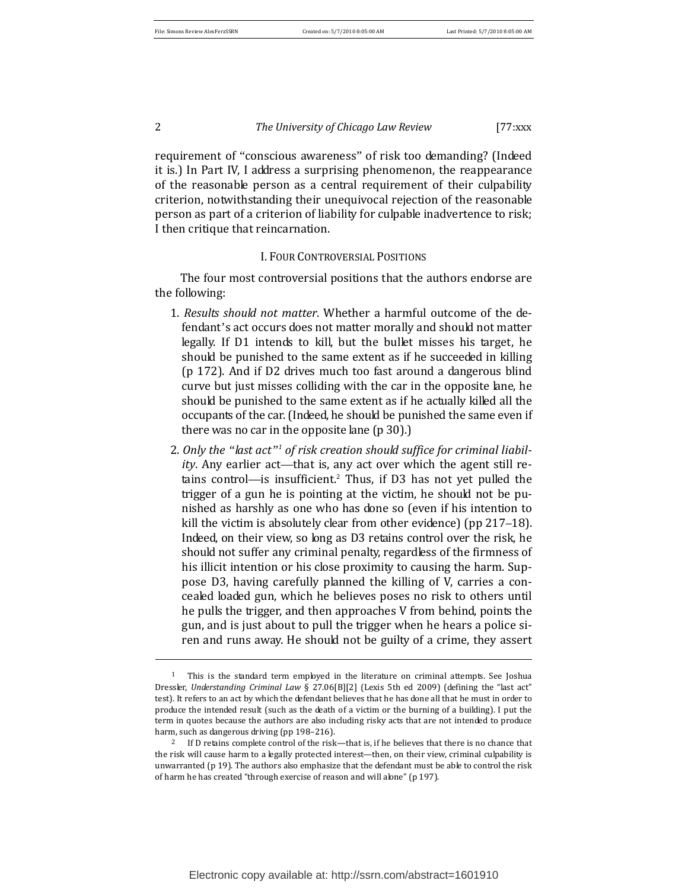requirement of "conscious awareness" of risk too demanding? (Indeed it is.) In Part IV, I address a surprising phenomenon, the reappearance of the reasonable person as a central requirement of their culpability criterion, notwithstanding their unequivocal rejection of the reasonable person as part of a criterion of liability for culpable inadvertence to risk; I then critique that reincarnation.

## I. FOUR CONTROVERSIAL POSITIONS

The four most controversial positions that the authors endorse are the following:

1. *Results should not matter*. Whether a harmful outcome of the defendant's act occurs does not matter morally and should not matter legally. If D1 intends to kill, but the bullet misses his target, he should be punished to the same extent as if he succeeded in killing (p 172). And if D2 drives much too fast around a dangerous blind curve but just misses colliding with the car in the opposite lane, he should be punished to the same extent as if he actually killed all the occupants of the car. (Indeed, he should be punished the same even if there was no car in the opposite lane (p 30).)

2. *Only the "last act"[1] of risk creation should suffice for criminal liability*. Any earlier act—that is, any act over which the agent still retains control—is insufficient.[2] Thus, if D3 has not yet pulled the trigger of a gun he is pointing at the victim, he should not be punished as harshly as one who has done so (even if his intention to kill the victim is absolutely clear from other evidence) (pp 217–18). Indeed, on their view, so long as D3 retains control over the risk, he should not suffer any criminal penalty, regardless of the firmness of his illicit intention or his close proximity to causing the harm. Suppose D3, having carefully planned the killing of V, carries a concealed loaded gun, which he believes poses no risk to others until he pulls the trigger, and then approaches V from behind, points the gun, and is just about to pull the trigger when he hears a police siren and runs away. He should not be guilty of a crime, they assert

---

[1] This is the standard term employed in the literature on criminal attempts. See Joshua Dressler, *Understanding Criminal Law* § 27.06[B][2] (Lexis 5th ed 2009) (defining the "last act" test). It refers to an act by which the defendant believes that he has done all that he must in order to produce the intended result (such as the death of a victim or the burning of a building). I put the term in quotes because the authors are also including risky acts that are not intended to produce harm, such as dangerous driving (pp 198–216).

[2] If D retains complete control of the risk—that is, if he believes that there is no chance that the risk will cause harm to a legally protected interest—then, on their view, criminal culpability is unwarranted (p 19). The authors also emphasize that the defendant must be able to control the risk of harm he has created "through exercise of reason and will alone" (p 197).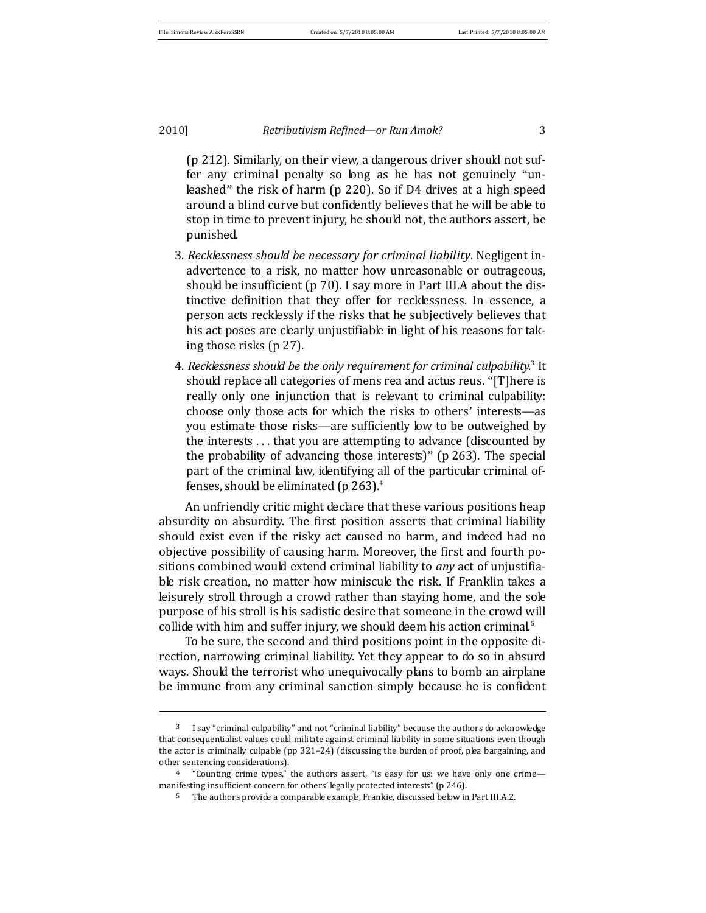(p 212). Similarly, on their view, a dangerous driver should not suffer any criminal penalty so long as he has not genuinely "unleashed" the risk of harm (p 220). So if D4 drives at a high speed around a blind curve but confidently believes that he will be able to stop in time to prevent injury, he should not, the authors assert, be punished.

3. *Recklessness should be necessary for criminal liability*. Negligent inadvertence to a risk, no matter how unreasonable or outrageous, should be insufficient (p 70). I say more in Part III.A about the distinctive definition that they offer for recklessness. In essence, a person acts recklessly if the risks that he subjectively believes that his act poses are clearly unjustifiable in light of his reasons for taking those risks (p 27).

4. *Recklessness should be the only requirement for criminal culpability.*[3] It should replace all categories of mens rea and actus reus. "[T]here is really only one injunction that is relevant to criminal culpability: choose only those acts for which the risks to others' interests—as you estimate those risks—are sufficiently low to be outweighed by the interests . . . that you are attempting to advance (discounted by the probability of advancing those interests)" (p 263). The special part of the criminal law, identifying all of the particular criminal offenses, should be eliminated (p 263).[4]

An unfriendly critic might declare that these various positions heap absurdity on absurdity. The first position asserts that criminal liability should exist even if the risky act caused no harm, and indeed had no objective possibility of causing harm. Moreover, the first and fourth positions combined would extend criminal liability to *any* act of unjustifiable risk creation, no matter how miniscule the risk. If Franklin takes a leisurely stroll through a crowd rather than staying home, and the sole purpose of his stroll is his sadistic desire that someone in the crowd will collide with him and suffer injury, we should deem his action criminal.[5]

To be sure, the second and third positions point in the opposite direction, narrowing criminal liability. Yet they appear to do so in absurd ways. Should the terrorist who unequivocally plans to bomb an airplane be immune from any criminal sanction simply because he is confident

---

[3] I say "criminal culpability" and not "criminal liability" because the authors do acknowledge that consequentialist values could militate against criminal liability in some situations even though the actor is criminally culpable (pp 321–24) (discussing the burden of proof, plea bargaining, and other sentencing considerations).

[4] "Counting crime types," the authors assert, "is easy for us: we have only one crime—manifesting insufficient concern for others' legally protected interests" (p 246).

[5] The authors provide a comparable example, Frankie, discussed below in Part III.A.2.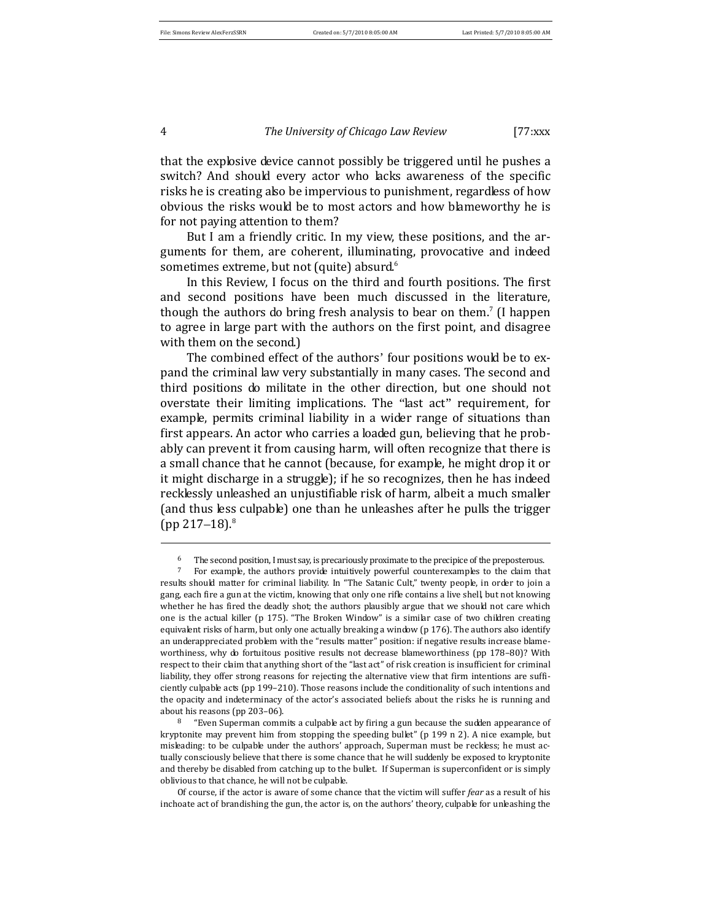that the explosive device cannot possibly be triggered until he pushes a switch? And should every actor who lacks awareness of the specific risks he is creating also be impervious to punishment, regardless of how obvious the risks would be to most actors and how blameworthy he is for not paying attention to them?

But I am a friendly critic. In my view, these positions, and the arguments for them, are coherent, illuminating, provocative and indeed sometimes extreme, but not (quite) absurd.[6]

In this Review, I focus on the third and fourth positions. The first and second positions have been much discussed in the literature, though the authors do bring fresh analysis to bear on them.[7] (I happen to agree in large part with the authors on the first point, and disagree with them on the second.)

The combined effect of the authors' four positions would be to expand the criminal law very substantially in many cases. The second and third positions do militate in the other direction, but one should not overstate their limiting implications. The "last act" requirement, for example, permits criminal liability in a wider range of situations than first appears. An actor who carries a loaded gun, believing that he probably can prevent it from causing harm, will often recognize that there is a small chance that he cannot (because, for example, he might drop it or it might discharge in a struggle); if he so recognizes, then he has indeed recklessly unleashed an unjustifiable risk of harm, albeit a much smaller (and thus less culpable) one than he unleashes after he pulls the trigger (pp 217–18).[8]

---

[6] The second position, I must say, is precariously proximate to the precipice of the preposterous.

[7] For example, the authors provide intuitively powerful counterexamples to the claim that results should matter for criminal liability. In "The Satanic Cult," twenty people, in order to join a gang, each fire a gun at the victim, knowing that only one rifle contains a live shell, but not knowing whether he has fired the deadly shot; the authors plausibly argue that we should not care which one is the actual killer (p 175). "The Broken Window" is a similar case of two children creating equivalent risks of harm, but only one actually breaking a window (p 176). The authors also identify an underappreciated problem with the "results matter" position: if negative results increase blameworthiness, why do fortuitous positive results not decrease blameworthiness (pp 178–80)? With respect to their claim that anything short of the "last act" of risk creation is insufficient for criminal liability, they offer strong reasons for rejecting the alternative view that firm intentions are sufficiently culpable acts (pp 199–210). Those reasons include the conditionality of such intentions and the opacity and indeterminacy of the actor's associated beliefs about the risks he is running and about his reasons (pp 203–06).

[8] "Even Superman commits a culpable act by firing a gun because the sudden appearance of kryptonite may prevent him from stopping the speeding bullet" (p 199 n 2). A nice example, but misleading: to be culpable under the authors' approach, Superman must be reckless; he must actually consciously believe that there is some chance that he will suddenly be exposed to kryptonite and thereby be disabled from catching up to the bullet. If Superman is superconfident or is simply oblivious to that chance, he will not be culpable.

Of course, if the actor is aware of some chance that the victim will suffer *fear* as a result of his inchoate act of brandishing the gun, the actor is, on the authors' theory, culpable for unleashing the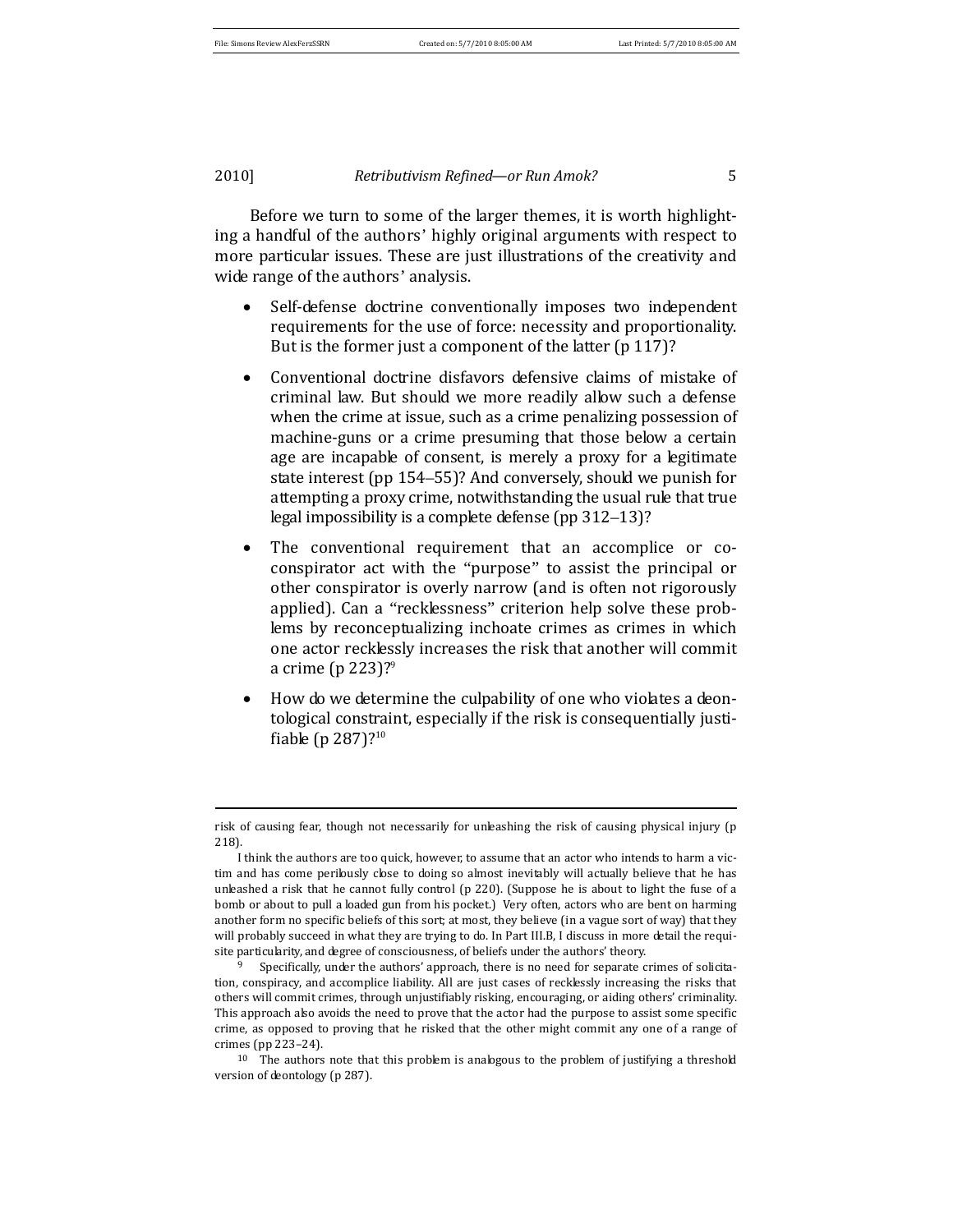Before we turn to some of the larger themes, it is worth highlighting a handful of the authors' highly original arguments with respect to more particular issues. These are just illustrations of the creativity and wide range of the authors' analysis.

- Self-defense doctrine conventionally imposes two independent requirements for the use of force: necessity and proportionality. But is the former just a component of the latter (p 117)?
- Conventional doctrine disfavors defensive claims of mistake of criminal law. But should we more readily allow such a defense when the crime at issue, such as a crime penalizing possession of machine-guns or a crime presuming that those below a certain age are incapable of consent, is merely a proxy for a legitimate state interest (pp 154–55)? And conversely, should we punish for attempting a proxy crime, notwithstanding the usual rule that true legal impossibility is a complete defense (pp 312–13)?
- The conventional requirement that an accomplice or co-conspirator act with the "purpose" to assist the principal or other conspirator is overly narrow (and is often not rigorously applied). Can a "recklessness" criterion help solve these problems by reconceptualizing inchoate crimes as crimes in which one actor recklessly increases the risk that another will commit a crime (p 223)?[9]
- How do we determine the culpability of one who violates a deontological constraint, especially if the risk is consequentially justifiable (p 287)?[10]

---

risk of causing fear, though not necessarily for unleashing the risk of causing physical injury (p 218).

I think the authors are too quick, however, to assume that an actor who intends to harm a victim and has come perilously close to doing so almost inevitably will actually believe that he has unleashed a risk that he cannot fully control (p 220). (Suppose he is about to light the fuse of a bomb or about to pull a loaded gun from his pocket.) Very often, actors who are bent on harming another form no specific beliefs of this sort; at most, they believe (in a vague sort of way) that they will probably succeed in what they are trying to do. In Part III.B, I discuss in more detail the requisite particularity, and degree of consciousness, of beliefs under the authors' theory.

[9] Specifically, under the authors' approach, there is no need for separate crimes of solicitation, conspiracy, and accomplice liability. All are just cases of recklessly increasing the risks that others will commit crimes, through unjustifiably risking, encouraging, or aiding others' criminality. This approach also avoids the need to prove that the actor had the purpose to assist some specific crime, as opposed to proving that he risked that the other might commit any one of a range of crimes (pp 223–24).

[10] The authors note that this problem is analogous to the problem of justifying a threshold version of deontology (p 287).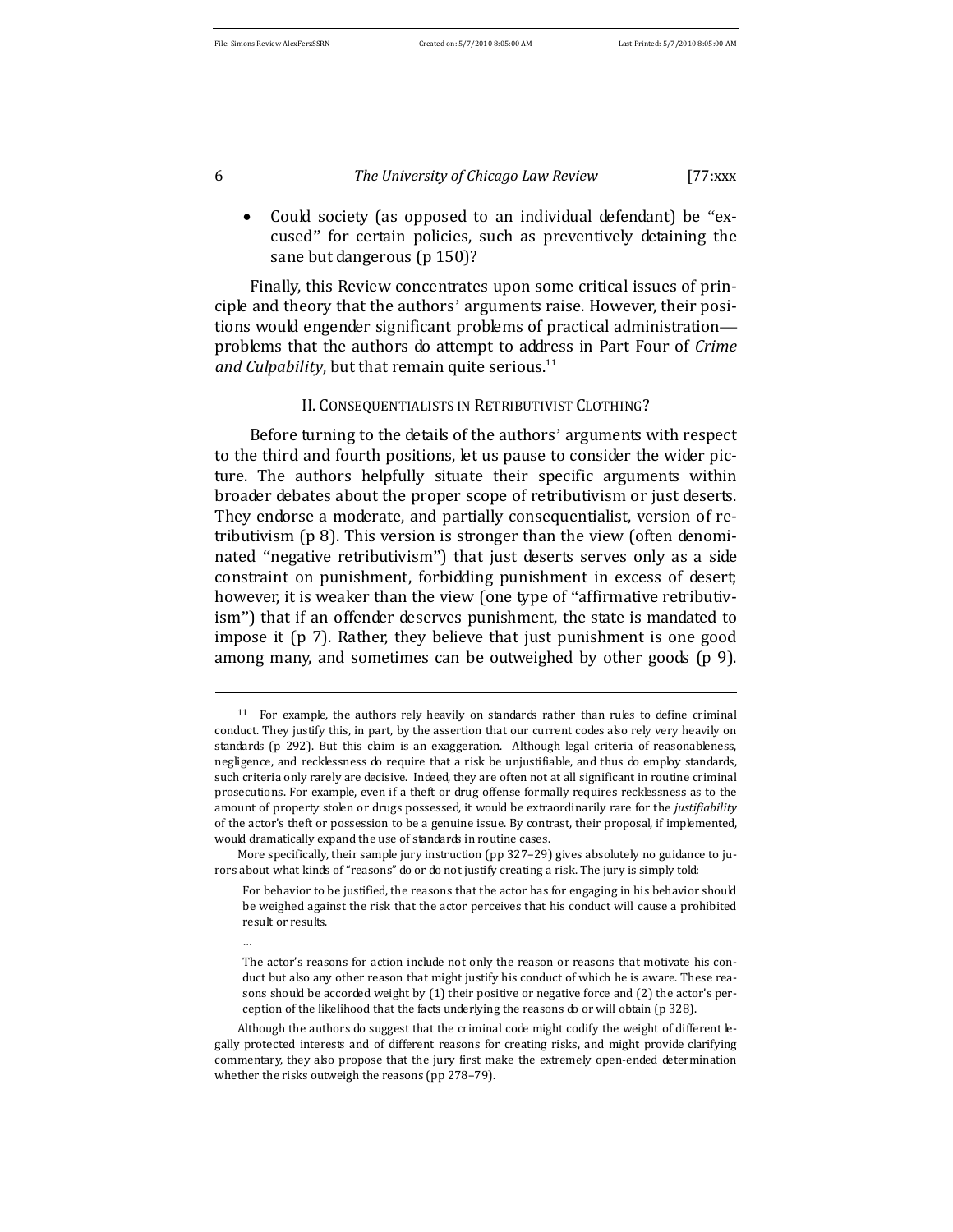- Could society (as opposed to an individual defendant) be "excused" for certain policies, such as preventively detaining the sane but dangerous (p 150)?

Finally, this Review concentrates upon some critical issues of principle and theory that the authors' arguments raise. However, their positions would engender significant problems of practical administration—problems that the authors do attempt to address in Part Four of *Crime and Culpability*, but that remain quite serious.[11]

## II. CONSEQUENTIALISTS IN RETRIBUTIVIST CLOTHING?

Before turning to the details of the authors' arguments with respect to the third and fourth positions, let us pause to consider the wider picture. The authors helpfully situate their specific arguments within broader debates about the proper scope of retributivism or just deserts. They endorse a moderate, and partially consequentialist, version of retributivism (p 8). This version is stronger than the view (often denominated "negative retributivism") that just deserts serves only as a side constraint on punishment, forbidding punishment in excess of desert; however, it is weaker than the view (one type of "affirmative retributivism") that if an offender deserves punishment, the state is mandated to impose it (p 7). Rather, they believe that just punishment is one good among many, and sometimes can be outweighed by other goods (p 9).

---

[11] For example, the authors rely heavily on standards rather than rules to define criminal conduct. They justify this, in part, by the assertion that our current codes also rely very heavily on standards (p 292). But this claim is an exaggeration. Although legal criteria of reasonableness, negligence, and recklessness do require that a risk be unjustifiable, and thus do employ standards, such criteria only rarely are decisive. Indeed, they are often not at all significant in routine criminal prosecutions. For example, even if a theft or drug offense formally requires recklessness as to the amount of property stolen or drugs possessed, it would be extraordinarily rare for the *justifiability* of the actor's theft or possession to be a genuine issue. By contrast, their proposal, if implemented, would dramatically expand the use of standards in routine cases.

More specifically, their sample jury instruction (pp 327–29) gives absolutely no guidance to jurors about what kinds of "reasons" do or do not justify creating a risk. The jury is simply told:

> For behavior to be justified, the reasons that the actor has for engaging in his behavior should be weighed against the risk that the actor perceives that his conduct will cause a prohibited result or results.
>
> …
>
> The actor's reasons for action include not only the reason or reasons that motivate his conduct but also any other reason that might justify his conduct of which he is aware. These reasons should be accorded weight by (1) their positive or negative force and (2) the actor's perception of the likelihood that the facts underlying the reasons do or will obtain (p 328).

Although the authors do suggest that the criminal code might codify the weight of different legally protected interests and of different reasons for creating risks, and might provide clarifying commentary, they also propose that the jury first make the extremely open-ended determination whether the risks outweigh the reasons (pp 278–79).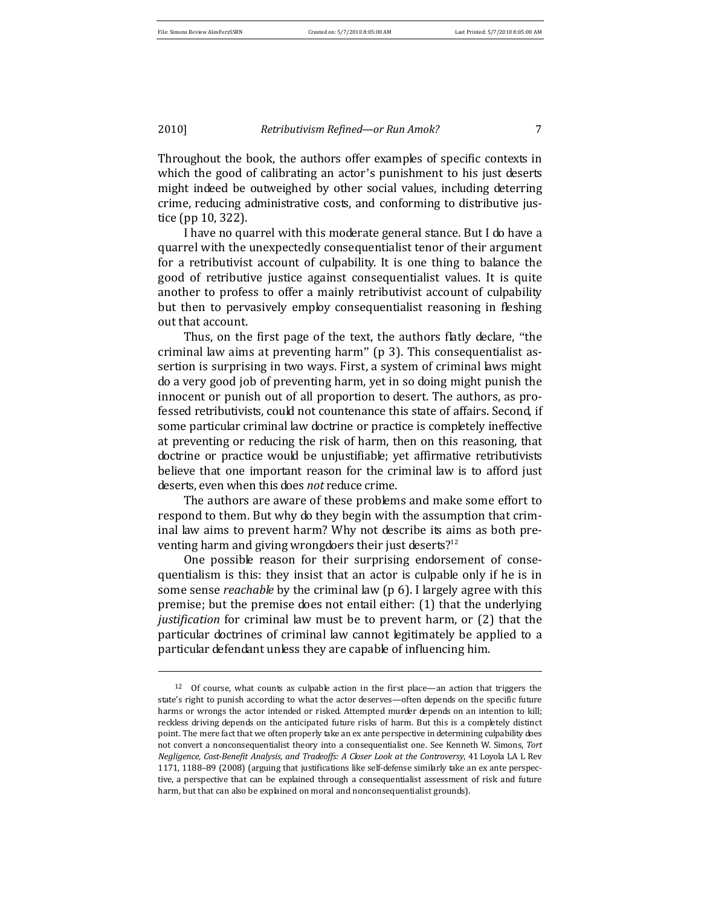Throughout the book, the authors offer examples of specific contexts in which the good of calibrating an actor's punishment to his just deserts might indeed be outweighed by other social values, including deterring crime, reducing administrative costs, and conforming to distributive justice (pp 10, 322).

I have no quarrel with this moderate general stance. But I do have a quarrel with the unexpectedly consequentialist tenor of their argument for a retributivist account of culpability. It is one thing to balance the good of retributive justice against consequentialist values. It is quite another to profess to offer a mainly retributivist account of culpability but then to pervasively employ consequentialist reasoning in fleshing out that account.

Thus, on the first page of the text, the authors flatly declare, "the criminal law aims at preventing harm" (p 3). This consequentialist assertion is surprising in two ways. First, a system of criminal laws might do a very good job of preventing harm, yet in so doing might punish the innocent or punish out of all proportion to desert. The authors, as professed retributivists, could not countenance this state of affairs. Second, if some particular criminal law doctrine or practice is completely ineffective at preventing or reducing the risk of harm, then on this reasoning, that doctrine or practice would be unjustifiable; yet affirmative retributivists believe that one important reason for the criminal law is to afford just deserts, even when this does *not* reduce crime.

The authors are aware of these problems and make some effort to respond to them. But why do they begin with the assumption that criminal law aims to prevent harm? Why not describe its aims as both preventing harm and giving wrongdoers their just deserts?[12]

One possible reason for their surprising endorsement of consequentialism is this: they insist that an actor is culpable only if he is in some sense *reachable* by the criminal law (p 6). I largely agree with this premise; but the premise does not entail either: (1) that the underlying *justification* for criminal law must be to prevent harm, or (2) that the particular doctrines of criminal law cannot legitimately be applied to a particular defendant unless they are capable of influencing him.

---

[12] Of course, what counts as culpable action in the first place—an action that triggers the state's right to punish according to what the actor deserves—often depends on the specific future harms or wrongs the actor intended or risked. Attempted murder depends on an intention to kill; reckless driving depends on the anticipated future risks of harm. But this is a completely distinct point. The mere fact that we often properly take an ex ante perspective in determining culpability does not convert a nonconsequentialist theory into a consequentialist one. See Kenneth W. Simons, *Tort Negligence, Cost-Benefit Analysis, and Tradeoffs: A Closer Look at the Controversy*, 41 Loyola LA L Rev 1171, 1188–89 (2008) (arguing that justifications like self-defense similarly take an ex ante perspective, a perspective that can be explained through a consequentialist assessment of risk and future harm, but that can also be explained on moral and nonconsequentialist grounds).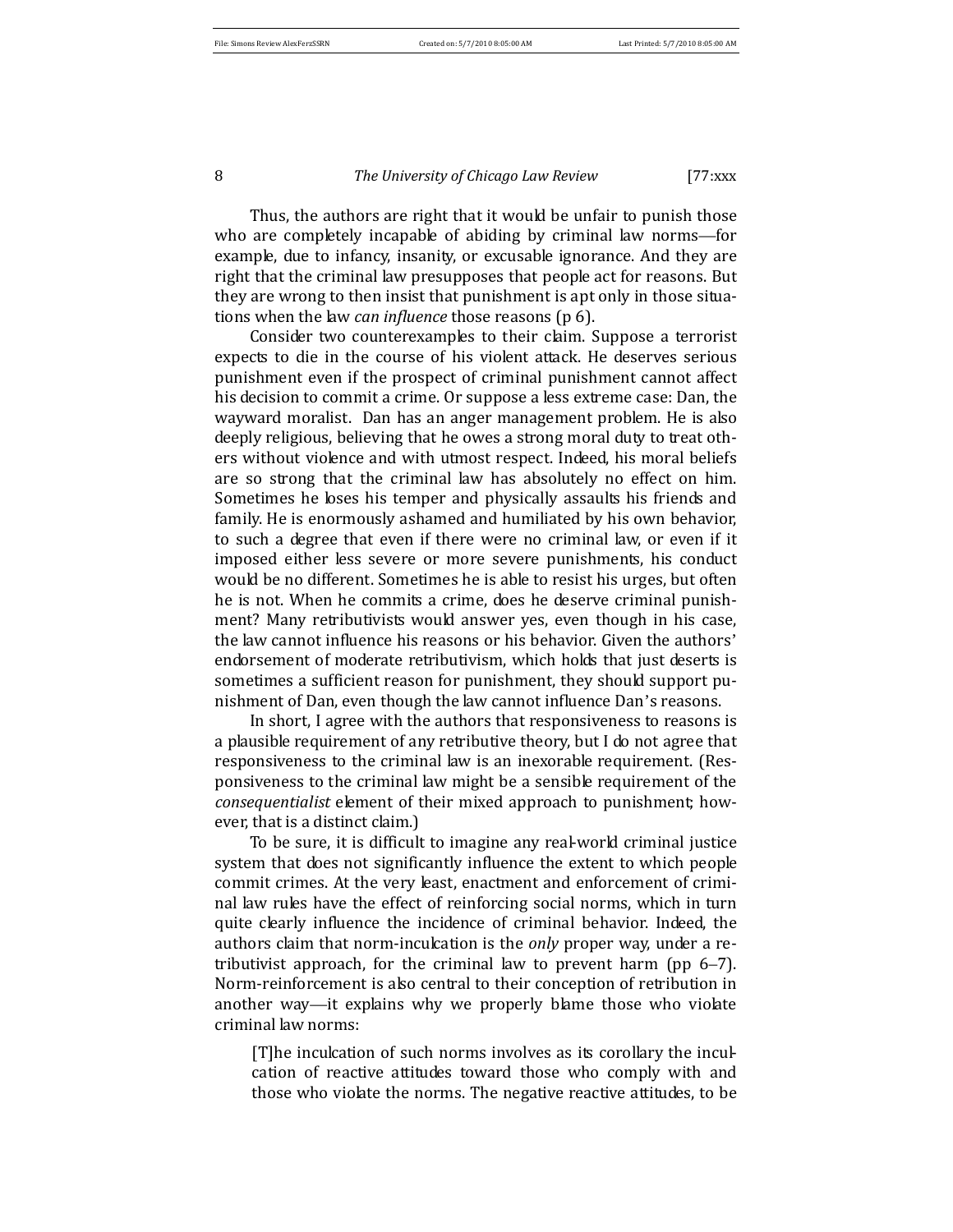Thus, the authors are right that it would be unfair to punish those who are completely incapable of abiding by criminal law norms—for example, due to infancy, insanity, or excusable ignorance. And they are right that the criminal law presupposes that people act for reasons. But they are wrong to then insist that punishment is apt only in those situations when the law *can influence* those reasons (p 6).

Consider two counterexamples to their claim. Suppose a terrorist expects to die in the course of his violent attack. He deserves serious punishment even if the prospect of criminal punishment cannot affect his decision to commit a crime. Or suppose a less extreme case: Dan, the wayward moralist. Dan has an anger management problem. He is also deeply religious, believing that he owes a strong moral duty to treat others without violence and with utmost respect. Indeed, his moral beliefs are so strong that the criminal law has absolutely no effect on him. Sometimes he loses his temper and physically assaults his friends and family. He is enormously ashamed and humiliated by his own behavior, to such a degree that even if there were no criminal law, or even if it imposed either less severe or more severe punishments, his conduct would be no different. Sometimes he is able to resist his urges, but often he is not. When he commits a crime, does he deserve criminal punishment? Many retributivists would answer yes, even though in his case, the law cannot influence his reasons or his behavior. Given the authors' endorsement of moderate retributivism, which holds that just deserts is sometimes a sufficient reason for punishment, they should support punishment of Dan, even though the law cannot influence Dan's reasons.

In short, I agree with the authors that responsiveness to reasons is a plausible requirement of any retributive theory, but I do not agree that responsiveness to the criminal law is an inexorable requirement. (Responsiveness to the criminal law might be a sensible requirement of the *consequentialist* element of their mixed approach to punishment; however, that is a distinct claim.)

To be sure, it is difficult to imagine any real-world criminal justice system that does not significantly influence the extent to which people commit crimes. At the very least, enactment and enforcement of criminal law rules have the effect of reinforcing social norms, which in turn quite clearly influence the incidence of criminal behavior. Indeed, the authors claim that norm-inculcation is the *only* proper way, under a retributivist approach, for the criminal law to prevent harm (pp 6–7). Norm-reinforcement is also central to their conception of retribution in another way—it explains why we properly blame those who violate criminal law norms:

> [T]he inculcation of such norms involves as its corollary the inculcation of reactive attitudes toward those who comply with and those who violate the norms. The negative reactive attitudes, to be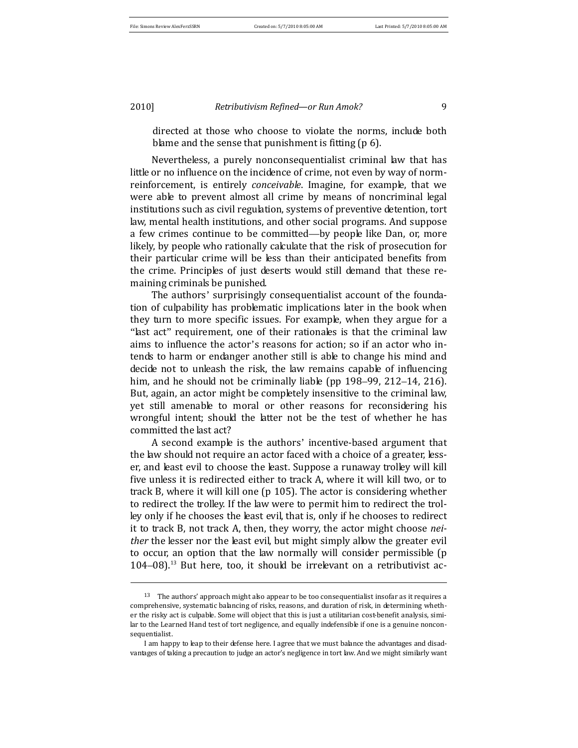directed at those who choose to violate the norms, include both blame and the sense that punishment is fitting (p 6).

Nevertheless, a purely nonconsequentialist criminal law that has little or no influence on the incidence of crime, not even by way of norm-reinforcement, is entirely *conceivable*. Imagine, for example, that we were able to prevent almost all crime by means of noncriminal legal institutions such as civil regulation, systems of preventive detention, tort law, mental health institutions, and other social programs. And suppose a few crimes continue to be committed—by people like Dan, or, more likely, by people who rationally calculate that the risk of prosecution for their particular crime will be less than their anticipated benefits from the crime. Principles of just deserts would still demand that these remaining criminals be punished.

The authors' surprisingly consequentialist account of the foundation of culpability has problematic implications later in the book when they turn to more specific issues. For example, when they argue for a "last act" requirement, one of their rationales is that the criminal law aims to influence the actor's reasons for action; so if an actor who intends to harm or endanger another still is able to change his mind and decide not to unleash the risk, the law remains capable of influencing him, and he should not be criminally liable (pp 198–99, 212–14, 216). But, again, an actor might be completely insensitive to the criminal law, yet still amenable to moral or other reasons for reconsidering his wrongful intent; should the latter not be the test of whether he has committed the last act?

A second example is the authors' incentive-based argument that the law should not require an actor faced with a choice of a greater, lesser, and least evil to choose the least. Suppose a runaway trolley will kill five unless it is redirected either to track A, where it will kill two, or to track B, where it will kill one (p 105). The actor is considering whether to redirect the trolley. If the law were to permit him to redirect the trolley only if he chooses the least evil, that is, only if he chooses to redirect it to track B, not track A, then, they worry, the actor might choose *neither* the lesser nor the least evil, but might simply allow the greater evil to occur, an option that the law normally will consider permissible (p 104–08).[13] But here, too, it should be irrelevant on a retributivist ac-

---

[13] The authors' approach might also appear to be too consequentialist insofar as it requires a comprehensive, systematic balancing of risks, reasons, and duration of risk, in determining whether the risky act is culpable. Some will object that this is just a utilitarian cost-benefit analysis, similar to the Learned Hand test of tort negligence, and equally indefensible if one is a genuine nonconsequentialist.

I am happy to leap to their defense here. I agree that we must balance the advantages and disadvantages of taking a precaution to judge an actor's negligence in tort law. And we might similarly want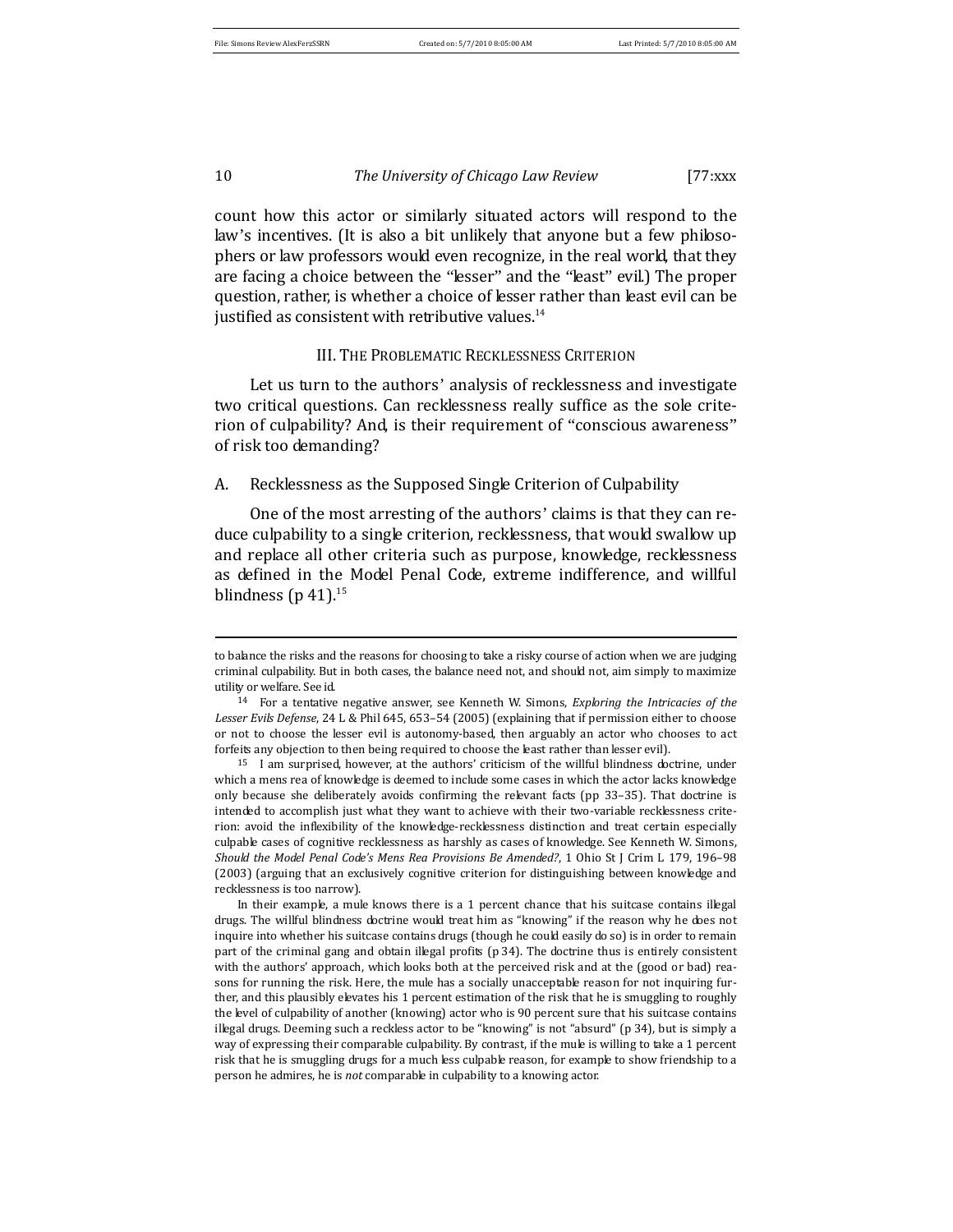count how this actor or similarly situated actors will respond to the law's incentives. (It is also a bit unlikely that anyone but a few philosophers or law professors would even recognize, in the real world, that they are facing a choice between the "lesser" and the "least" evil.) The proper question, rather, is whether a choice of lesser rather than least evil can be justified as consistent with retributive values.[14]

## III. The Problematic Recklessness Criterion

Let us turn to the authors' analysis of recklessness and investigate two critical questions. Can recklessness really suffice as the sole criterion of culpability? And, is their requirement of "conscious awareness" of risk too demanding?

### A. Recklessness as the Supposed Single Criterion of Culpability

One of the most arresting of the authors' claims is that they can reduce culpability to a single criterion, recklessness, that would swallow up and replace all other criteria such as purpose, knowledge, recklessness as defined in the Model Penal Code, extreme indifference, and willful blindness (p 41).[15]

---

to balance the risks and the reasons for choosing to take a risky course of action when we are judging criminal culpability. But in both cases, the balance need not, and should not, aim simply to maximize utility or welfare. See id.

[14] For a tentative negative answer, see Kenneth W. Simons, *Exploring the Intricacies of the Lesser Evils Defense*, 24 L & Phil 645, 653–54 (2005) (explaining that if permission either to choose or not to choose the lesser evil is autonomy-based, then arguably an actor who chooses to act forfeits any objection to then being required to choose the least rather than lesser evil).

[15] I am surprised, however, at the authors' criticism of the willful blindness doctrine, under which a mens rea of knowledge is deemed to include some cases in which the actor lacks knowledge only because she deliberately avoids confirming the relevant facts (pp 33–35). That doctrine is intended to accomplish just what they want to achieve with their two-variable recklessness criterion: avoid the inflexibility of the knowledge-recklessness distinction and treat certain especially culpable cases of cognitive recklessness as harshly as cases of knowledge. See Kenneth W. Simons, *Should the Model Penal Code's Mens Rea Provisions Be Amended?*, 1 Ohio St J Crim L 179, 196–98 (2003) (arguing that an exclusively cognitive criterion for distinguishing between knowledge and recklessness is too narrow).

In their example, a mule knows there is a 1 percent chance that his suitcase contains illegal drugs. The willful blindness doctrine would treat him as "knowing" if the reason why he does not inquire into whether his suitcase contains drugs (though he could easily do so) is in order to remain part of the criminal gang and obtain illegal profits (p 34). The doctrine thus is entirely consistent with the authors' approach, which looks both at the perceived risk and at the (good or bad) reasons for running the risk. Here, the mule has a socially unacceptable reason for not inquiring further, and this plausibly elevates his 1 percent estimation of the risk that he is smuggling to roughly the level of culpability of another (knowing) actor who is 90 percent sure that his suitcase contains illegal drugs. Deeming such a reckless actor to be "knowing" is not "absurd" (p 34), but is simply a way of expressing their comparable culpability. By contrast, if the mule is willing to take a 1 percent risk that he is smuggling drugs for a much less culpable reason, for example to show friendship to a person he admires, he is *not* comparable in culpability to a knowing actor.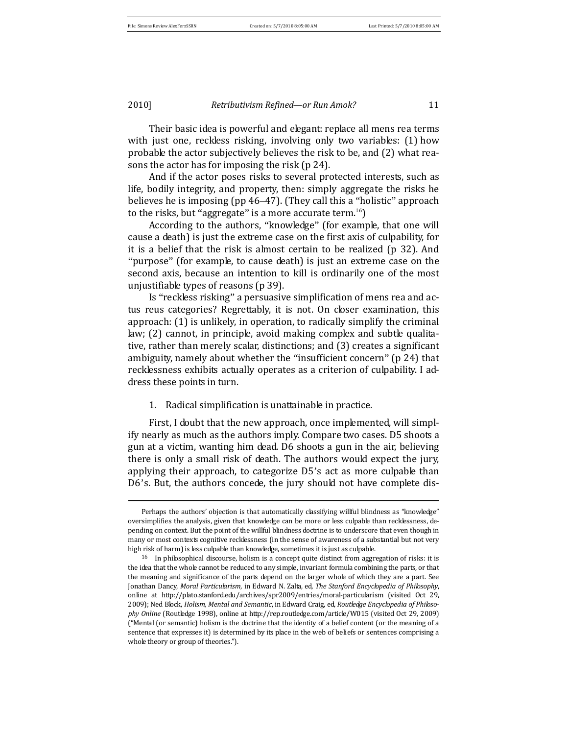Their basic idea is powerful and elegant: replace all mens rea terms with just one, reckless risking, involving only two variables: (1) how probable the actor subjectively believes the risk to be, and (2) what reasons the actor has for imposing the risk (p 24).

And if the actor poses risks to several protected interests, such as life, bodily integrity, and property, then: simply aggregate the risks he believes he is imposing (pp 46–47). (They call this a "holistic" approach to the risks, but "aggregate" is a more accurate term.[16])

According to the authors, "knowledge" (for example, that one will cause a death) is just the extreme case on the first axis of culpability, for it is a belief that the risk is almost certain to be realized (p 32). And "purpose" (for example, to cause death) is just an extreme case on the second axis, because an intention to kill is ordinarily one of the most unjustifiable types of reasons (p 39).

Is "reckless risking" a persuasive simplification of mens rea and actus reus categories? Regrettably, it is not. On closer examination, this approach: (1) is unlikely, in operation, to radically simplify the criminal law; (2) cannot, in principle, avoid making complex and subtle qualitative, rather than merely scalar, distinctions; and (3) creates a significant ambiguity, namely about whether the "insufficient concern" (p 24) that recklessness exhibits actually operates as a criterion of culpability. I address these points in turn.

1. Radical simplification is unattainable in practice.

First, I doubt that the new approach, once implemented, will simplify nearly as much as the authors imply. Compare two cases. D5 shoots a gun at a victim, wanting him dead. D6 shoots a gun in the air, believing there is only a small risk of death. The authors would expect the jury, applying their approach, to categorize D5's act as more culpable than D6's. But, the authors concede, the jury should not have complete dis-

---

Perhaps the authors' objection is that automatically classifying willful blindness as "knowledge" oversimplifies the analysis, given that knowledge can be more or less culpable than recklessness, depending on context. But the point of the willful blindness doctrine is to underscore that even though in many or most contexts cognitive recklessness (in the sense of awareness of a substantial but not very high risk of harm) is less culpable than knowledge, sometimes it is just as culpable.

[16] In philosophical discourse, holism is a concept quite distinct from aggregation of risks: it is the idea that the whole cannot be reduced to any simple, invariant formula combining the parts, or that the meaning and significance of the parts depend on the larger whole of which they are a part. See Jonathan Dancy, *Moral Particularism*, in Edward N. Zalta, ed, *The Stanford Encyclopedia of Philosophy*, online at http://plato.stanford.edu/archives/spr2009/entries/moral-particularism (visited Oct 29, 2009); Ned Block, *Holism, Mental and Semantic*, in Edward Craig, ed, *Routledge Encyclopedia of Philosophy Online* (Routledge 1998), online at http://rep.routledge.com/article/W015 (visited Oct 29, 2009) ("Mental (or semantic) holism is the doctrine that the identity of a belief content (or the meaning of a sentence that expresses it) is determined by its place in the web of beliefs or sentences comprising a whole theory or group of theories.").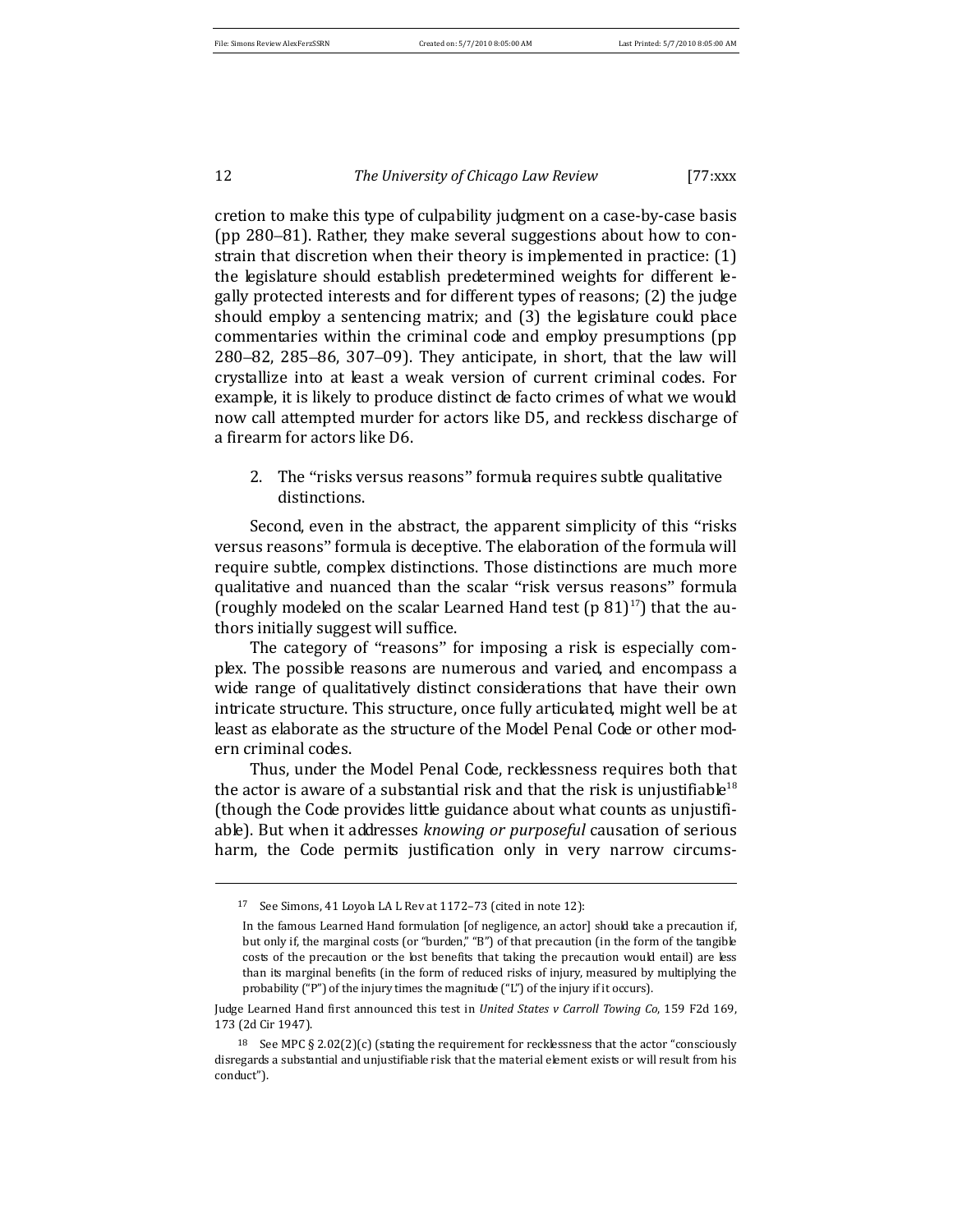cretion to make this type of culpability judgment on a case-by-case basis (pp 280–81). Rather, they make several suggestions about how to constrain that discretion when their theory is implemented in practice: (1) the legislature should establish predetermined weights for different legally protected interests and for different types of reasons; (2) the judge should employ a sentencing matrix; and (3) the legislature could place commentaries within the criminal code and employ presumptions (pp 280–82, 285–86, 307–09). They anticipate, in short, that the law will crystallize into at least a weak version of current criminal codes. For example, it is likely to produce distinct de facto crimes of what we would now call attempted murder for actors like D5, and reckless discharge of a firearm for actors like D6.

2. The "risks versus reasons" formula requires subtle qualitative distinctions.

Second, even in the abstract, the apparent simplicity of this "risks versus reasons" formula is deceptive. The elaboration of the formula will require subtle, complex distinctions. Those distinctions are much more qualitative and nuanced than the scalar "risk versus reasons" formula (roughly modeled on the scalar Learned Hand test (p 81)[17]) that the authors initially suggest will suffice.

The category of "reasons" for imposing a risk is especially complex. The possible reasons are numerous and varied, and encompass a wide range of qualitatively distinct considerations that have their own intricate structure. This structure, once fully articulated, might well be at least as elaborate as the structure of the Model Penal Code or other modern criminal codes.

Thus, under the Model Penal Code, recklessness requires both that the actor is aware of a substantial risk and that the risk is unjustifiable[18] (though the Code provides little guidance about what counts as unjustifiable). But when it addresses *knowing or purposeful* causation of serious harm, the Code permits justification only in very narrow circums-

---

[17] See Simons, 41 Loyola LA L Rev at 1172–73 (cited in note 12):

> In the famous Learned Hand formulation [of negligence, an actor] should take a precaution if, but only if, the marginal costs (or "burden," "B") of that precaution (in the form of the tangible costs of the precaution or the lost benefits that taking the precaution would entail) are less than its marginal benefits (in the form of reduced risks of injury, measured by multiplying the probability ("P") of the injury times the magnitude ("L") of the injury if it occurs).

Judge Learned Hand first announced this test in *United States v Carroll Towing Co*, 159 F2d 169, 173 (2d Cir 1947).

[18] See MPC § 2.02(2)(c) (stating the requirement for recklessness that the actor "consciously disregards a substantial and unjustifiable risk that the material element exists or will result from his conduct").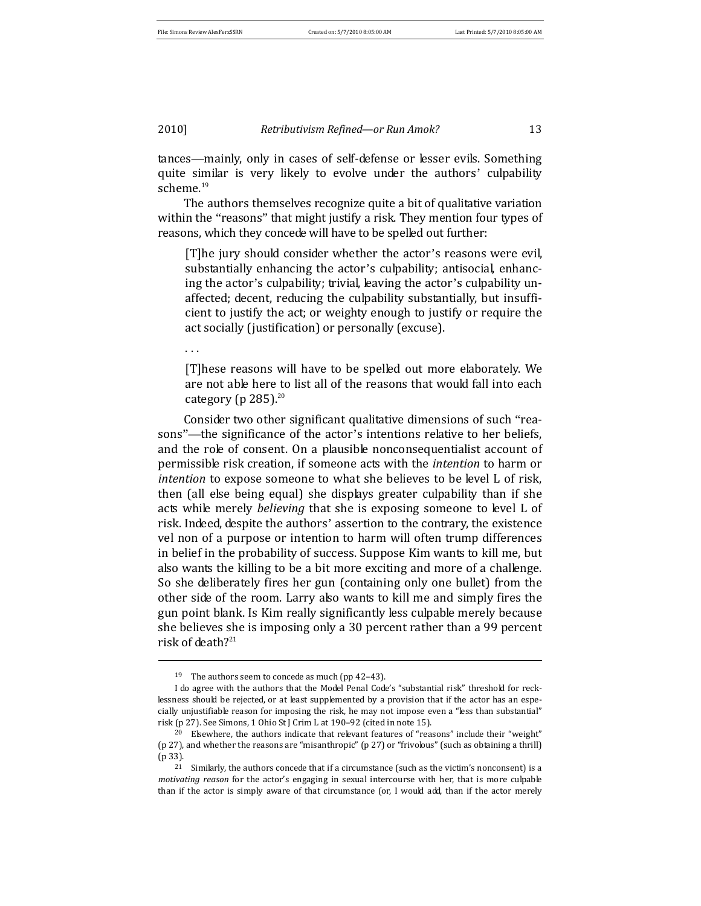tances—mainly, only in cases of self-defense or lesser evils. Something quite similar is very likely to evolve under the authors' culpability scheme.[19]

The authors themselves recognize quite a bit of qualitative variation within the "reasons" that might justify a risk. They mention four types of reasons, which they concede will have to be spelled out further:

> [T]he jury should consider whether the actor's reasons were evil, substantially enhancing the actor's culpability; antisocial, enhancing the actor's culpability; trivial, leaving the actor's culpability unaffected; decent, reducing the culpability substantially, but insufficient to justify the act; or weighty enough to justify or require the act socially (justification) or personally (excuse).
>
> . . .
>
> [T]hese reasons will have to be spelled out more elaborately. We are not able here to list all of the reasons that would fall into each category (p 285).[20]

Consider two other significant qualitative dimensions of such "reasons"—the significance of the actor's intentions relative to her beliefs, and the role of consent. On a plausible nonconsequentialist account of permissible risk creation, if someone acts with the *intention* to harm or *intention* to expose someone to what she believes to be level L of risk, then (all else being equal) she displays greater culpability than if she acts while merely *believing* that she is exposing someone to level L of risk. Indeed, despite the authors' assertion to the contrary, the existence vel non of a purpose or intention to harm will often trump differences in belief in the probability of success. Suppose Kim wants to kill me, but also wants the killing to be a bit more exciting and more of a challenge. So she deliberately fires her gun (containing only one bullet) from the other side of the room. Larry also wants to kill me and simply fires the gun point blank. Is Kim really significantly less culpable merely because she believes she is imposing only a 30 percent rather than a 99 percent risk of death?[21]

---

[19] The authors seem to concede as much (pp 42–43).

I do agree with the authors that the Model Penal Code's "substantial risk" threshold for recklessness should be rejected, or at least supplemented by a provision that if the actor has an especially unjustifiable reason for imposing the risk, he may not impose even a "less than substantial" risk (p 27). See Simons, 1 Ohio St J Crim L at 190–92 (cited in note 15).

[20] Elsewhere, the authors indicate that relevant features of "reasons" include their "weight" (p 27), and whether the reasons are "misanthropic" (p 27) or "frivolous" (such as obtaining a thrill) (p 33).

[21] Similarly, the authors concede that if a circumstance (such as the victim's nonconsent) is a *motivating reason* for the actor's engaging in sexual intercourse with her, that is more culpable than if the actor is simply aware of that circumstance (or, I would add, than if the actor merely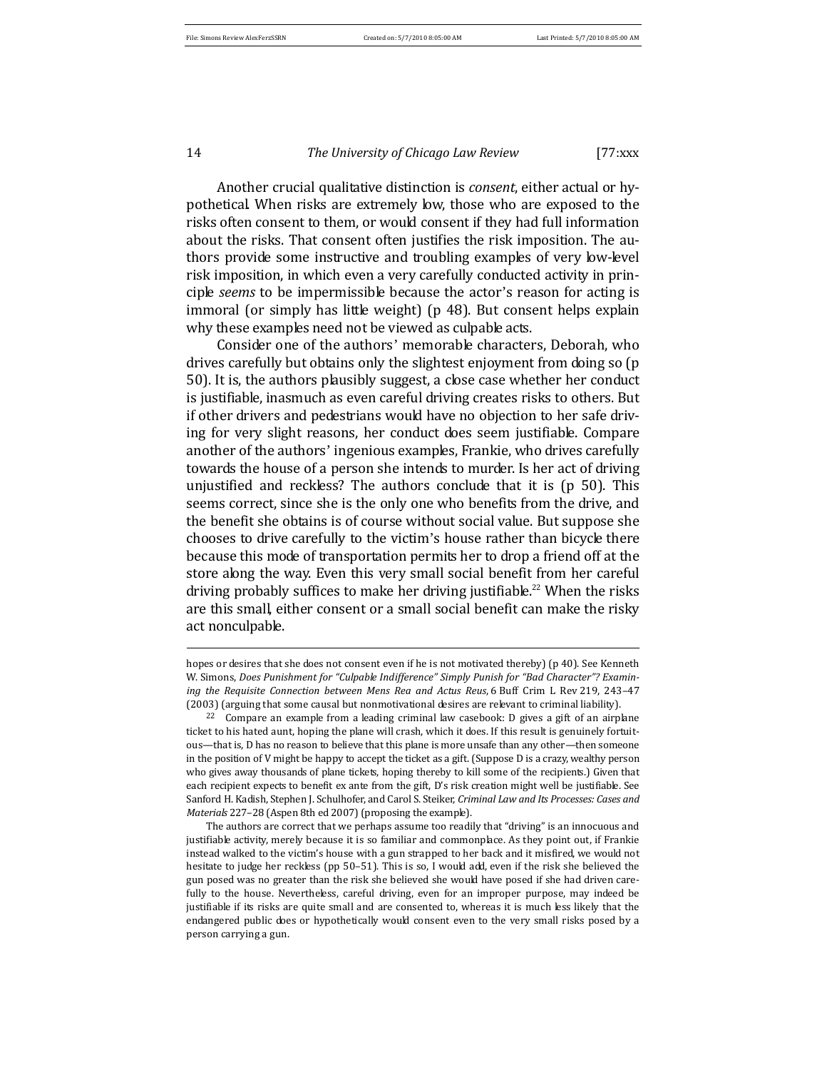Another crucial qualitative distinction is *consent*, either actual or hypothetical. When risks are extremely low, those who are exposed to the risks often consent to them, or would consent if they had full information about the risks. That consent often justifies the risk imposition. The authors provide some instructive and troubling examples of very low-level risk imposition, in which even a very carefully conducted activity in principle *seems* to be impermissible because the actor's reason for acting is immoral (or simply has little weight) (p 48). But consent helps explain why these examples need not be viewed as culpable acts.

Consider one of the authors' memorable characters, Deborah, who drives carefully but obtains only the slightest enjoyment from doing so (p 50). It is, the authors plausibly suggest, a close case whether her conduct is justifiable, inasmuch as even careful driving creates risks to others. But if other drivers and pedestrians would have no objection to her safe driving for very slight reasons, her conduct does seem justifiable. Compare another of the authors' ingenious examples, Frankie, who drives carefully towards the house of a person she intends to murder. Is her act of driving unjustified and reckless? The authors conclude that it is (p 50). This seems correct, since she is the only one who benefits from the drive, and the benefit she obtains is of course without social value. But suppose she chooses to drive carefully to the victim's house rather than bicycle there because this mode of transportation permits her to drop a friend off at the store along the way. Even this very small social benefit from her careful driving probably suffices to make her driving justifiable.[22] When the risks are this small, either consent or a small social benefit can make the risky act nonculpable.

---

hopes or desires that she does not consent even if he is not motivated thereby) (p 40). See Kenneth W. Simons, *Does Punishment for "Culpable Indifference" Simply Punish for "Bad Character"? Examining the Requisite Connection between Mens Rea and Actus Reus*, 6 Buff Crim L Rev 219, 243–47 (2003) (arguing that some causal but nonmotivational desires are relevant to criminal liability).

[22] Compare an example from a leading criminal law casebook: D gives a gift of an airplane ticket to his hated aunt, hoping the plane will crash, which it does. If this result is genuinely fortuitous—that is, D has no reason to believe that this plane is more unsafe than any other—then someone in the position of V might be happy to accept the ticket as a gift. (Suppose D is a crazy, wealthy person who gives away thousands of plane tickets, hoping thereby to kill some of the recipients.) Given that each recipient expects to benefit ex ante from the gift, D's risk creation might well be justifiable. See Sanford H. Kadish, Stephen J. Schulhofer, and Carol S. Steiker, *Criminal Law and Its Processes: Cases and Materials* 227–28 (Aspen 8th ed 2007) (proposing the example).

The authors are correct that we perhaps assume too readily that "driving" is an innocuous and justifiable activity, merely because it is so familiar and commonplace. As they point out, if Frankie instead walked to the victim's house with a gun strapped to her back and it misfired, we would not hesitate to judge her reckless (pp 50–51). This is so, I would add, even if the risk she believed the gun posed was no greater than the risk she believed she would have posed if she had driven carefully to the house. Nevertheless, careful driving, even for an improper purpose, may indeed be justifiable if its risks are quite small and are consented to, whereas it is much less likely that the endangered public does or hypothetically would consent even to the very small risks posed by a person carrying a gun.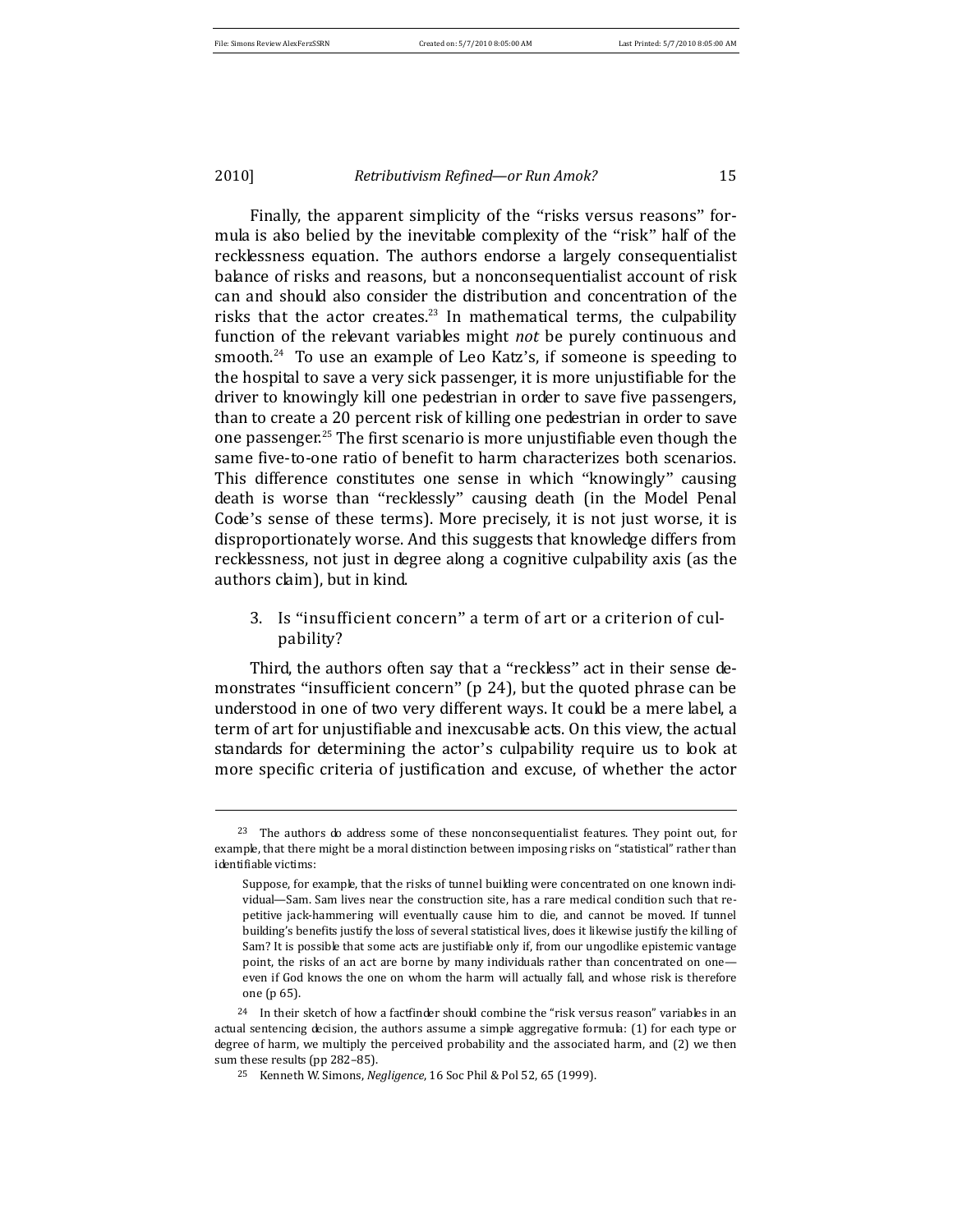Finally, the apparent simplicity of the "risks versus reasons" formula is also belied by the inevitable complexity of the "risk" half of the recklessness equation. The authors endorse a largely consequentialist balance of risks and reasons, but a nonconsequentialist account of risk can and should also consider the distribution and concentration of the risks that the actor creates.[23] In mathematical terms, the culpability function of the relevant variables might *not* be purely continuous and smooth.[24] To use an example of Leo Katz's, if someone is speeding to the hospital to save a very sick passenger, it is more unjustifiable for the driver to knowingly kill one pedestrian in order to save five passengers, than to create a 20 percent risk of killing one pedestrian in order to save one passenger.[25] The first scenario is more unjustifiable even though the same five-to-one ratio of benefit to harm characterizes both scenarios. This difference constitutes one sense in which "knowingly" causing death is worse than "recklessly" causing death (in the Model Penal Code's sense of these terms). More precisely, it is not just worse, it is disproportionately worse. And this suggests that knowledge differs from recklessness, not just in degree along a cognitive culpability axis (as the authors claim), but in kind.

### 3. Is "insufficient concern" a term of art or a criterion of culpability?

Third, the authors often say that a "reckless" act in their sense demonstrates "insufficient concern" (p 24), but the quoted phrase can be understood in one of two very different ways. It could be a mere label, a term of art for unjustifiable and inexcusable acts. On this view, the actual standards for determining the actor's culpability require us to look at more specific criteria of justification and excuse, of whether the actor

---

[23] The authors do address some of these nonconsequentialist features. They point out, for example, that there might be a moral distinction between imposing risks on "statistical" rather than identifiable victims:

> Suppose, for example, that the risks of tunnel building were concentrated on one known individual—Sam. Sam lives near the construction site, has a rare medical condition such that repetitive jack-hammering will eventually cause him to die, and cannot be moved. If tunnel building's benefits justify the loss of several statistical lives, does it likewise justify the killing of Sam? It is possible that some acts are justifiable only if, from our ungodlike epistemic vantage point, the risks of an act are borne by many individuals rather than concentrated on one—even if God knows the one on whom the harm will actually fall, and whose risk is therefore one (p 65).

[24] In their sketch of how a factfinder should combine the "risk versus reason" variables in an actual sentencing decision, the authors assume a simple aggregative formula: (1) for each type or degree of harm, we multiply the perceived probability and the associated harm, and (2) we then sum these results (pp 282–85).

[25] Kenneth W. Simons, *Negligence*, 16 Soc Phil & Pol 52, 65 (1999).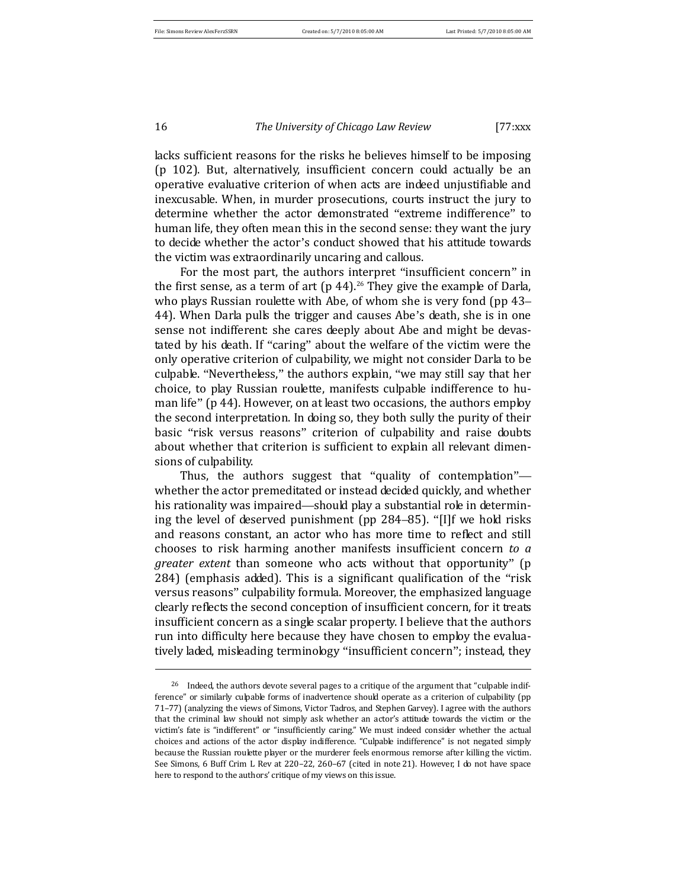lacks sufficient reasons for the risks he believes himself to be imposing (p 102). But, alternatively, insufficient concern could actually be an operative evaluative criterion of when acts are indeed unjustifiable and inexcusable. When, in murder prosecutions, courts instruct the jury to determine whether the actor demonstrated "extreme indifference" to human life, they often mean this in the second sense: they want the jury to decide whether the actor's conduct showed that his attitude towards the victim was extraordinarily uncaring and callous.

For the most part, the authors interpret "insufficient concern" in the first sense, as a term of art (p 44).[26] They give the example of Darla, who plays Russian roulette with Abe, of whom she is very fond (pp 43–44). When Darla pulls the trigger and causes Abe's death, she is in one sense not indifferent: she cares deeply about Abe and might be devastated by his death. If "caring" about the welfare of the victim were the only operative criterion of culpability, we might not consider Darla to be culpable. "Nevertheless," the authors explain, "we may still say that her choice, to play Russian roulette, manifests culpable indifference to human life" (p 44). However, on at least two occasions, the authors employ the second interpretation. In doing so, they both sully the purity of their basic "risk versus reasons" criterion of culpability and raise doubts about whether that criterion is sufficient to explain all relevant dimensions of culpability.

Thus, the authors suggest that "quality of contemplation"—whether the actor premeditated or instead decided quickly, and whether his rationality was impaired—should play a substantial role in determining the level of deserved punishment (pp 284–85). "[I]f we hold risks and reasons constant, an actor who has more time to reflect and still chooses to risk harming another manifests insufficient concern *to a greater extent* than someone who acts without that opportunity" (p 284) (emphasis added). This is a significant qualification of the "risk versus reasons" culpability formula. Moreover, the emphasized language clearly reflects the second conception of insufficient concern, for it treats insufficient concern as a single scalar property. I believe that the authors run into difficulty here because they have chosen to employ the evaluatively laded, misleading terminology "insufficient concern"; instead, they

---

[26] Indeed, the authors devote several pages to a critique of the argument that "culpable indifference" or similarly culpable forms of inadvertence should operate as a criterion of culpability (pp 71–77) (analyzing the views of Simons, Victor Tadros, and Stephen Garvey). I agree with the authors that the criminal law should not simply ask whether an actor's attitude towards the victim or the victim's fate is "indifferent" or "insufficiently caring." We must indeed consider whether the actual choices and actions of the actor display indifference. "Culpable indifference" is not negated simply because the Russian roulette player or the murderer feels enormous remorse after killing the victim. See Simons, 6 Buff Crim L Rev at 220–22, 260–67 (cited in note 21). However, I do not have space here to respond to the authors' critique of my views on this issue.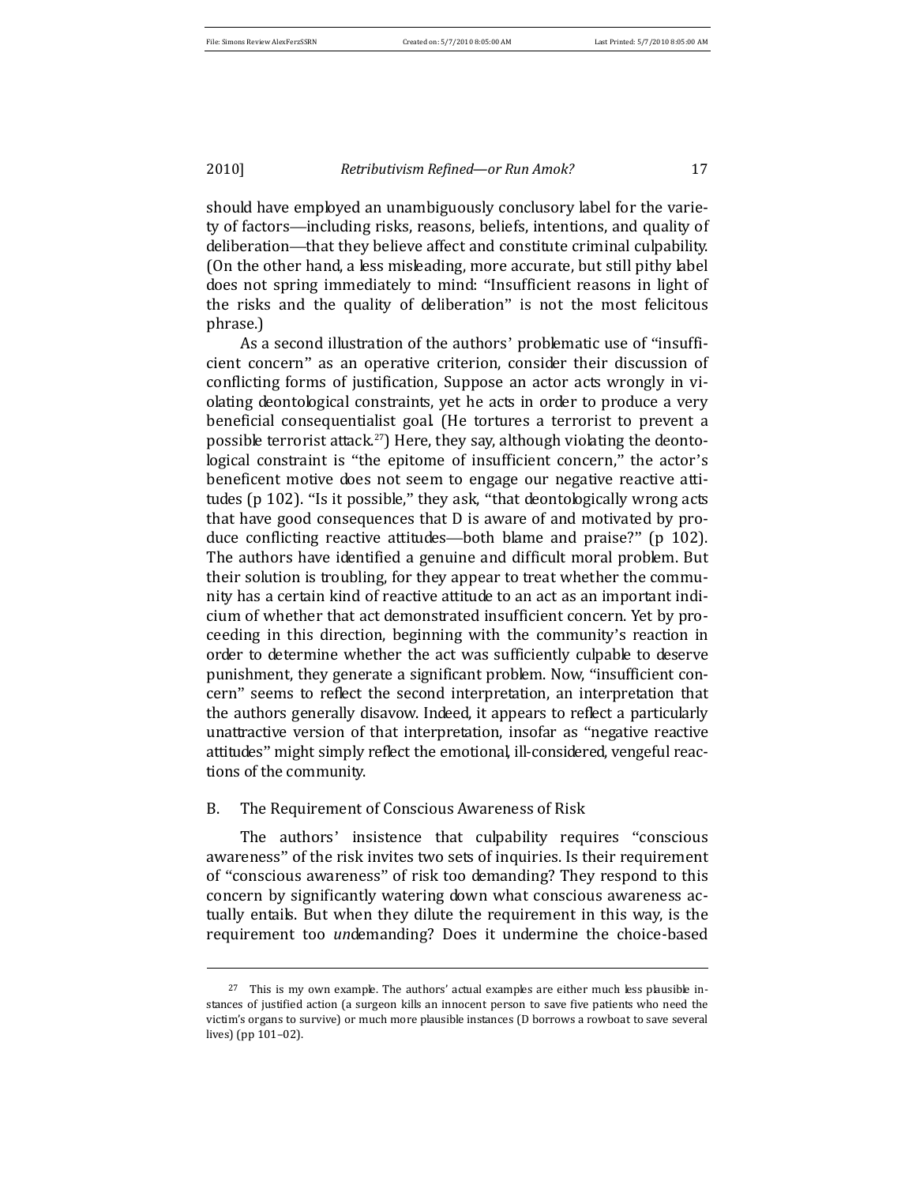should have employed an unambiguously conclusory label for the variety of factors—including risks, reasons, beliefs, intentions, and quality of deliberation—that they believe affect and constitute criminal culpability. (On the other hand, a less misleading, more accurate, but still pithy label does not spring immediately to mind: "Insufficient reasons in light of the risks and the quality of deliberation" is not the most felicitous phrase.)

As a second illustration of the authors' problematic use of "insufficient concern" as an operative criterion, consider their discussion of conflicting forms of justification, Suppose an actor acts wrongly in violating deontological constraints, yet he acts in order to produce a very beneficial consequentialist goal. (He tortures a terrorist to prevent a possible terrorist attack.[27]) Here, they say, although violating the deontological constraint is "the epitome of insufficient concern," the actor's beneficent motive does not seem to engage our negative reactive attitudes (p 102). "Is it possible," they ask, "that deontologically wrong acts that have good consequences that D is aware of and motivated by produce conflicting reactive attitudes—both blame and praise?" (p 102). The authors have identified a genuine and difficult moral problem. But their solution is troubling, for they appear to treat whether the community has a certain kind of reactive attitude to an act as an important indicium of whether that act demonstrated insufficient concern. Yet by proceeding in this direction, beginning with the community's reaction in order to determine whether the act was sufficiently culpable to deserve punishment, they generate a significant problem. Now, "insufficient concern" seems to reflect the second interpretation, an interpretation that the authors generally disavow. Indeed, it appears to reflect a particularly unattractive version of that interpretation, insofar as "negative reactive attitudes" might simply reflect the emotional, ill-considered, vengeful reactions of the community.

## B. The Requirement of Conscious Awareness of Risk

The authors' insistence that culpability requires "conscious awareness" of the risk invites two sets of inquiries. Is their requirement of "conscious awareness" of risk too demanding? They respond to this concern by significantly watering down what conscious awareness actually entails. But when they dilute the requirement in this way, is the requirement too *un*demanding? Does it undermine the choice-based

---

[27] This is my own example. The authors' actual examples are either much less plausible instances of justified action (a surgeon kills an innocent person to save five patients who need the victim's organs to survive) or much more plausible instances (D borrows a rowboat to save several lives) (pp 101–02).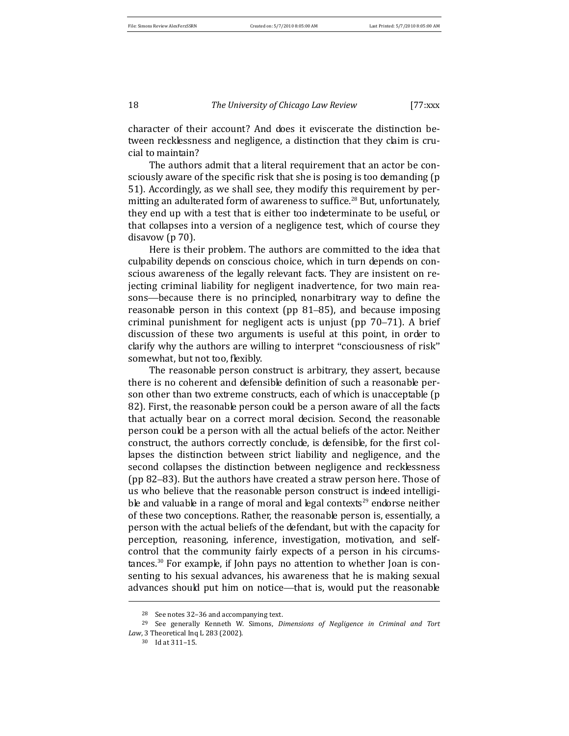character of their account? And does it eviscerate the distinction between recklessness and negligence, a distinction that they claim is crucial to maintain?

The authors admit that a literal requirement that an actor be consciously aware of the specific risk that she is posing is too demanding (p 51). Accordingly, as we shall see, they modify this requirement by permitting an adulterated form of awareness to suffice.[28] But, unfortunately, they end up with a test that is either too indeterminate to be useful, or that collapses into a version of a negligence test, which of course they disavow (p 70).

Here is their problem. The authors are committed to the idea that culpability depends on conscious choice, which in turn depends on conscious awareness of the legally relevant facts. They are insistent on rejecting criminal liability for negligent inadvertence, for two main reasons—because there is no principled, nonarbitrary way to define the reasonable person in this context (pp 81–85), and because imposing criminal punishment for negligent acts is unjust (pp 70–71). A brief discussion of these two arguments is useful at this point, in order to clarify why the authors are willing to interpret "consciousness of risk" somewhat, but not too, flexibly.

The reasonable person construct is arbitrary, they assert, because there is no coherent and defensible definition of such a reasonable person other than two extreme constructs, each of which is unacceptable (p 82). First, the reasonable person could be a person aware of all the facts that actually bear on a correct moral decision. Second, the reasonable person could be a person with all the actual beliefs of the actor. Neither construct, the authors correctly conclude, is defensible, for the first collapses the distinction between strict liability and negligence, and the second collapses the distinction between negligence and recklessness (pp 82–83). But the authors have created a straw person here. Those of us who believe that the reasonable person construct is indeed intelligible and valuable in a range of moral and legal contexts[29] endorse neither of these two conceptions. Rather, the reasonable person is, essentially, a person with the actual beliefs of the defendant, but with the capacity for perception, reasoning, inference, investigation, motivation, and self-control that the community fairly expects of a person in his circumstances.[30] For example, if John pays no attention to whether Joan is consenting to his sexual advances, his awareness that he is making sexual advances should put him on notice—that is, would put the reasonable

---

[28] See notes 32–36 and accompanying text.

[29] See generally Kenneth W. Simons, *Dimensions of Negligence in Criminal and Tort Law*, 3 Theoretical Inq L 283 (2002).

[30] Id at 311–15.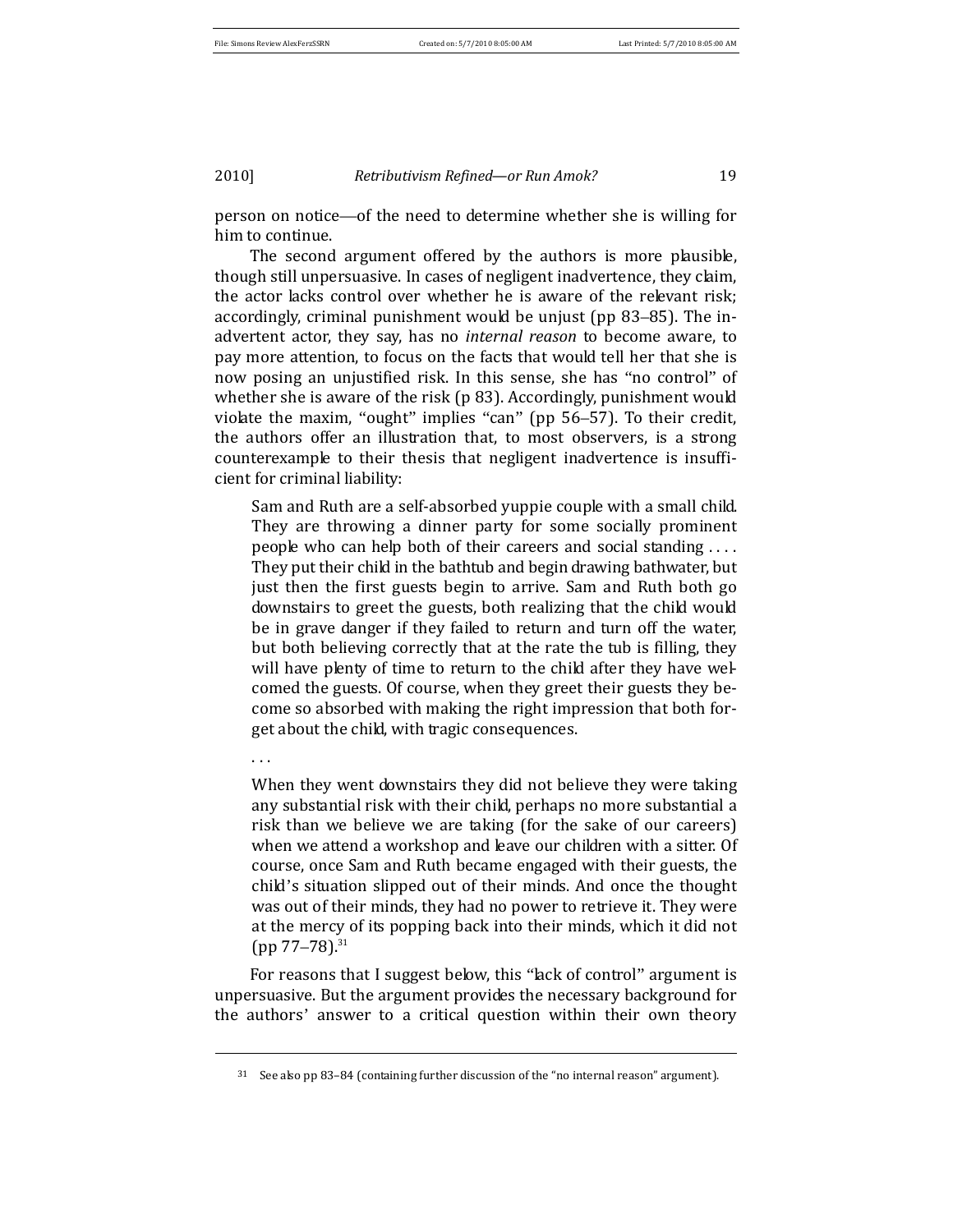person on notice—of the need to determine whether she is willing for him to continue.

The second argument offered by the authors is more plausible, though still unpersuasive. In cases of negligent inadvertence, they claim, the actor lacks control over whether he is aware of the relevant risk; accordingly, criminal punishment would be unjust (pp 83–85). The inadvertent actor, they say, has no *internal reason* to become aware, to pay more attention, to focus on the facts that would tell her that she is now posing an unjustified risk. In this sense, she has "no control" of whether she is aware of the risk (p 83). Accordingly, punishment would violate the maxim, "ought" implies "can" (pp 56–57). To their credit, the authors offer an illustration that, to most observers, is a strong counterexample to their thesis that negligent inadvertence is insufficient for criminal liability:

> Sam and Ruth are a self-absorbed yuppie couple with a small child. They are throwing a dinner party for some socially prominent people who can help both of their careers and social standing . . . . They put their child in the bathtub and begin drawing bathwater, but just then the first guests begin to arrive. Sam and Ruth both go downstairs to greet the guests, both realizing that the child would be in grave danger if they failed to return and turn off the water, but both believing correctly that at the rate the tub is filling, they will have plenty of time to return to the child after they have welcomed the guests. Of course, when they greet their guests they become so absorbed with making the right impression that both forget about the child, with tragic consequences.
>
> . . .
>
> When they went downstairs they did not believe they were taking any substantial risk with their child, perhaps no more substantial a risk than we believe we are taking (for the sake of our careers) when we attend a workshop and leave our children with a sitter. Of course, once Sam and Ruth became engaged with their guests, the child's situation slipped out of their minds. And once the thought was out of their minds, they had no power to retrieve it. They were at the mercy of its popping back into their minds, which it did not (pp 77–78).[31]

For reasons that I suggest below, this "lack of control" argument is unpersuasive. But the argument provides the necessary background for the authors' answer to a critical question within their own theory

---

[31] See also pp 83–84 (containing further discussion of the "no internal reason" argument).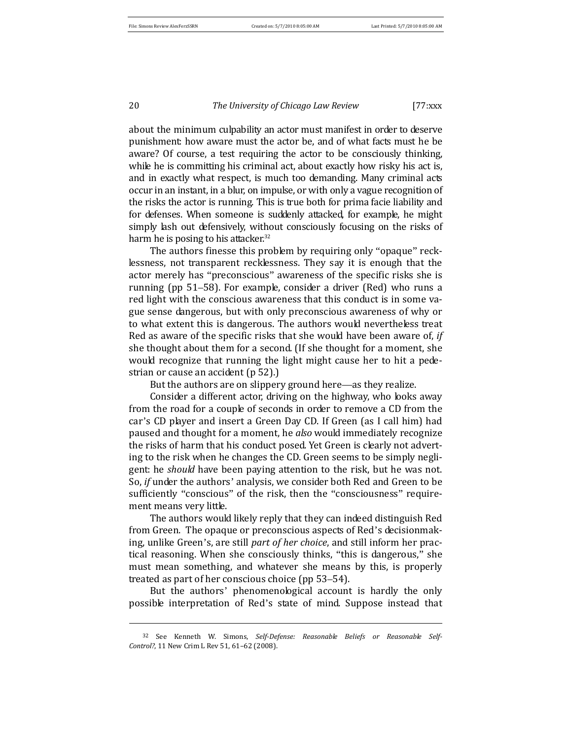about the minimum culpability an actor must manifest in order to deserve punishment: how aware must the actor be, and of what facts must he be aware? Of course, a test requiring the actor to be consciously thinking, while he is committing his criminal act, about exactly how risky his act is, and in exactly what respect, is much too demanding. Many criminal acts occur in an instant, in a blur, on impulse, or with only a vague recognition of the risks the actor is running. This is true both for prima facie liability and for defenses. When someone is suddenly attacked, for example, he might simply lash out defensively, without consciously focusing on the risks of harm he is posing to his attacker.[32]

The authors finesse this problem by requiring only "opaque" recklessness, not transparent recklessness. They say it is enough that the actor merely has "preconscious" awareness of the specific risks she is running (pp 51–58). For example, consider a driver (Red) who runs a red light with the conscious awareness that this conduct is in some vague sense dangerous, but with only preconscious awareness of why or to what extent this is dangerous. The authors would nevertheless treat Red as aware of the specific risks that she would have been aware of, *if* she thought about them for a second. (If she thought for a moment, she would recognize that running the light might cause her to hit a pedestrian or cause an accident (p 52).)

But the authors are on slippery ground here—as they realize.

Consider a different actor, driving on the highway, who looks away from the road for a couple of seconds in order to remove a CD from the car's CD player and insert a Green Day CD. If Green (as I call him) had paused and thought for a moment, he *also* would immediately recognize the risks of harm that his conduct posed. Yet Green is clearly not adverting to the risk when he changes the CD. Green seems to be simply negligent: he *should* have been paying attention to the risk, but he was not. So, *if* under the authors' analysis, we consider both Red and Green to be sufficiently "conscious" of the risk, then the "consciousness" requirement means very little.

The authors would likely reply that they can indeed distinguish Red from Green. The opaque or preconscious aspects of Red's decisionmaking, unlike Green's, are still *part of her choice*, and still inform her practical reasoning. When she consciously thinks, "this is dangerous," she must mean something, and whatever she means by this, is properly treated as part of her conscious choice (pp 53–54).

But the authors' phenomenological account is hardly the only possible interpretation of Red's state of mind. Suppose instead that

---

[32] See Kenneth W. Simons, *Self-Defense: Reasonable Beliefs or Reasonable Self-Control?*, 11 New Crim L Rev 51, 61–62 (2008).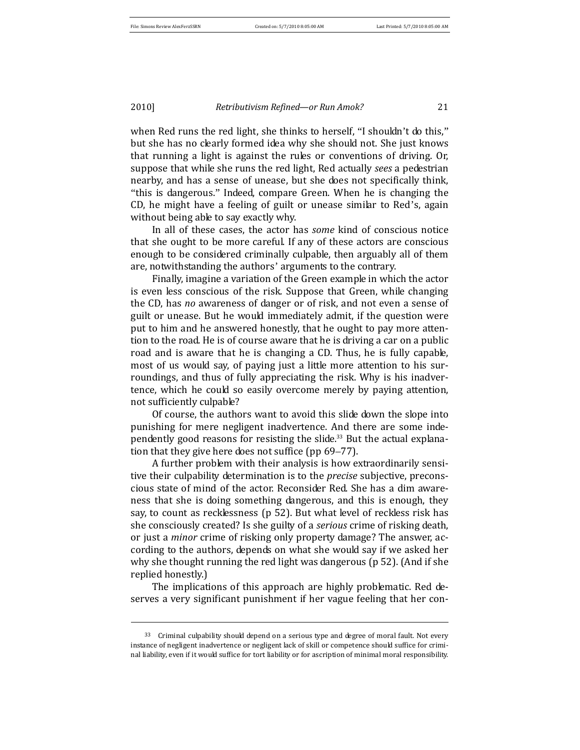when Red runs the red light, she thinks to herself, "I shouldn't do this," but she has no clearly formed idea why she should not. She just knows that running a light is against the rules or conventions of driving. Or, suppose that while she runs the red light, Red actually *sees* a pedestrian nearby, and has a sense of unease, but she does not specifically think, "this is dangerous." Indeed, compare Green. When he is changing the CD, he might have a feeling of guilt or unease similar to Red's, again without being able to say exactly why.

In all of these cases, the actor has *some* kind of conscious notice that she ought to be more careful. If any of these actors are conscious enough to be considered criminally culpable, then arguably all of them are, notwithstanding the authors' arguments to the contrary.

Finally, imagine a variation of the Green example in which the actor is even less conscious of the risk. Suppose that Green, while changing the CD, has *no* awareness of danger or of risk, and not even a sense of guilt or unease. But he would immediately admit, if the question were put to him and he answered honestly, that he ought to pay more attention to the road. He is of course aware that he is driving a car on a public road and is aware that he is changing a CD. Thus, he is fully capable, most of us would say, of paying just a little more attention to his surroundings, and thus of fully appreciating the risk. Why is his inadvertence, which he could so easily overcome merely by paying attention, not sufficiently culpable?

Of course, the authors want to avoid this slide down the slope into punishing for mere negligent inadvertence. And there are some independently good reasons for resisting the slide.[33] But the actual explanation that they give here does not suffice (pp 69–77).

A further problem with their analysis is how extraordinarily sensitive their culpability determination is to the *precise* subjective, preconscious state of mind of the actor. Reconsider Red. She has a dim awareness that she is doing something dangerous, and this is enough, they say, to count as recklessness (p 52). But what level of reckless risk has she consciously created? Is she guilty of a *serious* crime of risking death, or just a *minor* crime of risking only property damage? The answer, according to the authors, depends on what she would say if we asked her why she thought running the red light was dangerous (p 52). (And if she replied honestly.)

The implications of this approach are highly problematic. Red deserves a very significant punishment if her vague feeling that her con-

---

[33] Criminal culpability should depend on a serious type and degree of moral fault. Not every instance of negligent inadvertence or negligent lack of skill or competence should suffice for criminal liability, even if it would suffice for tort liability or for ascription of minimal moral responsibility.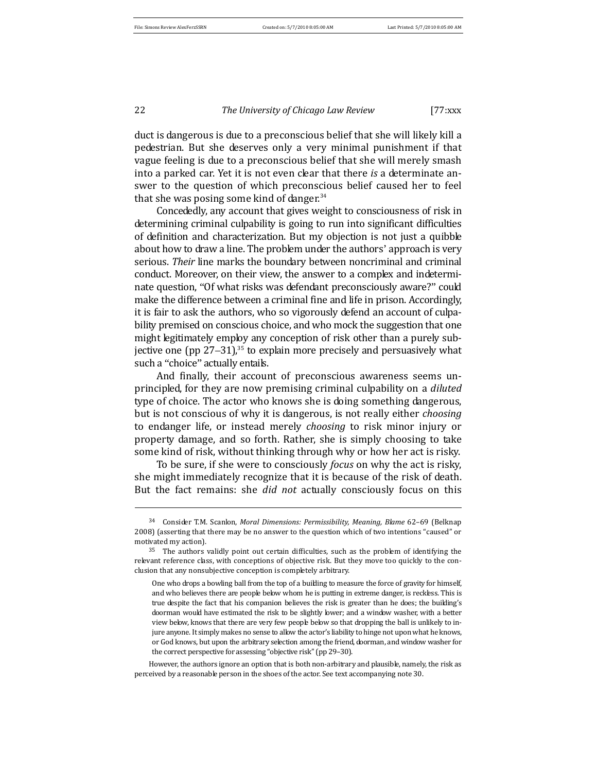duct is dangerous is due to a preconscious belief that she will likely kill a pedestrian. But she deserves only a very minimal punishment if that vague feeling is due to a preconscious belief that she will merely smash into a parked car. Yet it is not even clear that there *is* a determinate answer to the question of which preconscious belief caused her to feel that she was posing some kind of danger.[34]

Concededly, any account that gives weight to consciousness of risk in determining criminal culpability is going to run into significant difficulties of definition and characterization. But my objection is not just a quibble about how to draw a line. The problem under the authors' approach is very serious. *Their* line marks the boundary between noncriminal and criminal conduct. Moreover, on their view, the answer to a complex and indeterminate question, "Of what risks was defendant preconsciously aware?" could make the difference between a criminal fine and life in prison. Accordingly, it is fair to ask the authors, who so vigorously defend an account of culpability premised on conscious choice, and who mock the suggestion that one might legitimately employ any conception of risk other than a purely subjective one (pp 27–31),[35] to explain more precisely and persuasively what such a "choice" actually entails.

And finally, their account of preconscious awareness seems unprincipled, for they are now premising criminal culpability on a *diluted* type of choice. The actor who knows she is doing something dangerous, but is not conscious of why it is dangerous, is not really either *choosing* to endanger life, or instead merely *choosing* to risk minor injury or property damage, and so forth. Rather, she is simply choosing to take some kind of risk, without thinking through why or how her act is risky.

To be sure, if she were to consciously *focus* on why the act is risky, she might immediately recognize that it is because of the risk of death. But the fact remains: she *did not* actually consciously focus on this

---

[34] Consider T.M. Scanlon, *Moral Dimensions: Permissibility, Meaning, Blame* 62–69 (Belknap 2008) (asserting that there may be no answer to the question which of two intentions "caused" or motivated my action).

[35] The authors validly point out certain difficulties, such as the problem of identifying the relevant reference class, with conceptions of objective risk. But they move too quickly to the conclusion that any nonsubjective conception is completely arbitrary.

> One who drops a bowling ball from the top of a building to measure the force of gravity for himself, and who believes there are people below whom he is putting in extreme danger, is reckless. This is true despite the fact that his companion believes the risk is greater than he does; the building's doorman would have estimated the risk to be slightly lower; and a window washer, with a better view below, knows that there are very few people below so that dropping the ball is unlikely to injure anyone. It simply makes no sense to allow the actor's liability to hinge not upon what he knows, or God knows, but upon the arbitrary selection among the friend, doorman, and window washer for the correct perspective for assessing "objective risk" (pp 29–30).

However, the authors ignore an option that is both non-arbitrary and plausible, namely, the risk as perceived by a reasonable person in the shoes of the actor. See text accompanying note 30.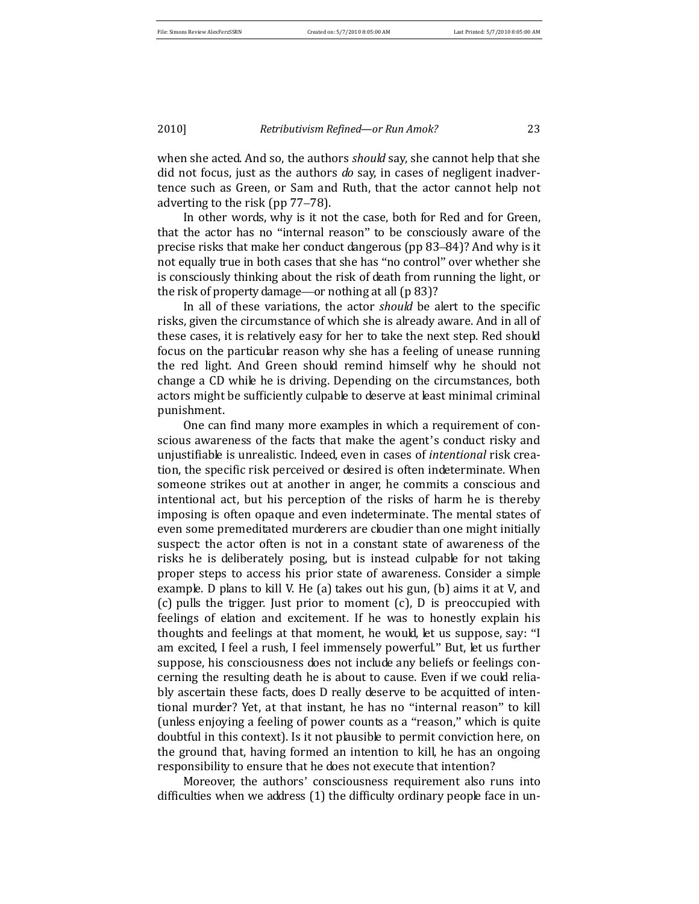when she acted. And so, the authors *should* say, she cannot help that she did not focus, just as the authors *do* say, in cases of negligent inadvertence such as Green, or Sam and Ruth, that the actor cannot help not adverting to the risk (pp 77–78).

In other words, why is it not the case, both for Red and for Green, that the actor has no "internal reason" to be consciously aware of the precise risks that make her conduct dangerous (pp 83–84)? And why is it not equally true in both cases that she has "no control" over whether she is consciously thinking about the risk of death from running the light, or the risk of property damage—or nothing at all (p 83)?

In all of these variations, the actor *should* be alert to the specific risks, given the circumstance of which she is already aware. And in all of these cases, it is relatively easy for her to take the next step. Red should focus on the particular reason why she has a feeling of unease running the red light. And Green should remind himself why he should not change a CD while he is driving. Depending on the circumstances, both actors might be sufficiently culpable to deserve at least minimal criminal punishment.

One can find many more examples in which a requirement of conscious awareness of the facts that make the agent's conduct risky and unjustifiable is unrealistic. Indeed, even in cases of *intentional* risk creation, the specific risk perceived or desired is often indeterminate. When someone strikes out at another in anger, he commits a conscious and intentional act, but his perception of the risks of harm he is thereby imposing is often opaque and even indeterminate. The mental states of even some premeditated murderers are cloudier than one might initially suspect: the actor often is not in a constant state of awareness of the risks he is deliberately posing, but is instead culpable for not taking proper steps to access his prior state of awareness. Consider a simple example. D plans to kill V. He (a) takes out his gun, (b) aims it at V, and (c) pulls the trigger. Just prior to moment (c), D is preoccupied with feelings of elation and excitement. If he was to honestly explain his thoughts and feelings at that moment, he would, let us suppose, say: "I am excited, I feel a rush, I feel immensely powerful." But, let us further suppose, his consciousness does not include any beliefs or feelings concerning the resulting death he is about to cause. Even if we could reliably ascertain these facts, does D really deserve to be acquitted of intentional murder? Yet, at that instant, he has no "internal reason" to kill (unless enjoying a feeling of power counts as a "reason," which is quite doubtful in this context). Is it not plausible to permit conviction here, on the ground that, having formed an intention to kill, he has an ongoing responsibility to ensure that he does not execute that intention?

Moreover, the authors' consciousness requirement also runs into difficulties when we address (1) the difficulty ordinary people face in un-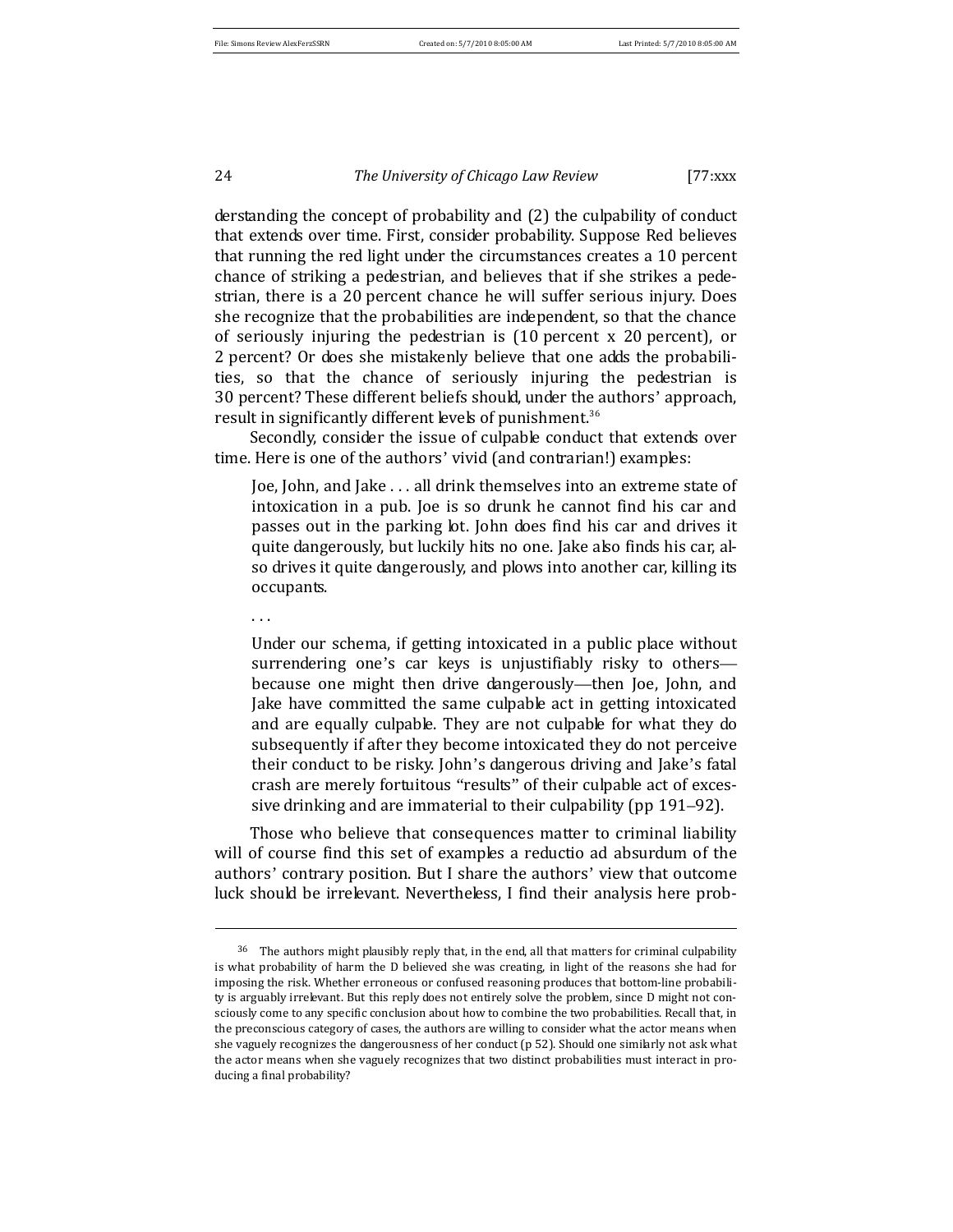derstanding the concept of probability and (2) the culpability of conduct that extends over time. First, consider probability. Suppose Red believes that running the red light under the circumstances creates a 10 percent chance of striking a pedestrian, and believes that if she strikes a pedestrian, there is a 20 percent chance he will suffer serious injury. Does she recognize that the probabilities are independent, so that the chance of seriously injuring the pedestrian is (10 percent x 20 percent), or 2 percent? Or does she mistakenly believe that one adds the probabilities, so that the chance of seriously injuring the pedestrian is 30 percent? These different beliefs should, under the authors' approach, result in significantly different levels of punishment.[36]

Secondly, consider the issue of culpable conduct that extends over time. Here is one of the authors' vivid (and contrarian!) examples:

> Joe, John, and Jake . . . all drink themselves into an extreme state of intoxication in a pub. Joe is so drunk he cannot find his car and passes out in the parking lot. John does find his car and drives it quite dangerously, but luckily hits no one. Jake also finds his car, also drives it quite dangerously, and plows into another car, killing its occupants.
>
> . . .
>
> Under our schema, if getting intoxicated in a public place without surrendering one's car keys is unjustifiably risky to others—because one might then drive dangerously—then Joe, John, and Jake have committed the same culpable act in getting intoxicated and are equally culpable. They are not culpable for what they do subsequently if after they become intoxicated they do not perceive their conduct to be risky. John's dangerous driving and Jake's fatal crash are merely fortuitous "results" of their culpable act of excessive drinking and are immaterial to their culpability (pp 191–92).

Those who believe that consequences matter to criminal liability will of course find this set of examples a reductio ad absurdum of the authors' contrary position. But I share the authors' view that outcome luck should be irrelevant. Nevertheless, I find their analysis here prob-

---

[36] The authors might plausibly reply that, in the end, all that matters for criminal culpability is what probability of harm the D believed she was creating, in light of the reasons she had for imposing the risk. Whether erroneous or confused reasoning produces that bottom-line probability is arguably irrelevant. But this reply does not entirely solve the problem, since D might not consciously come to any specific conclusion about how to combine the two probabilities. Recall that, in the preconscious category of cases, the authors are willing to consider what the actor means when she vaguely recognizes the dangerousness of her conduct (p 52). Should one similarly not ask what the actor means when she vaguely recognizes that two distinct probabilities must interact in producing a final probability?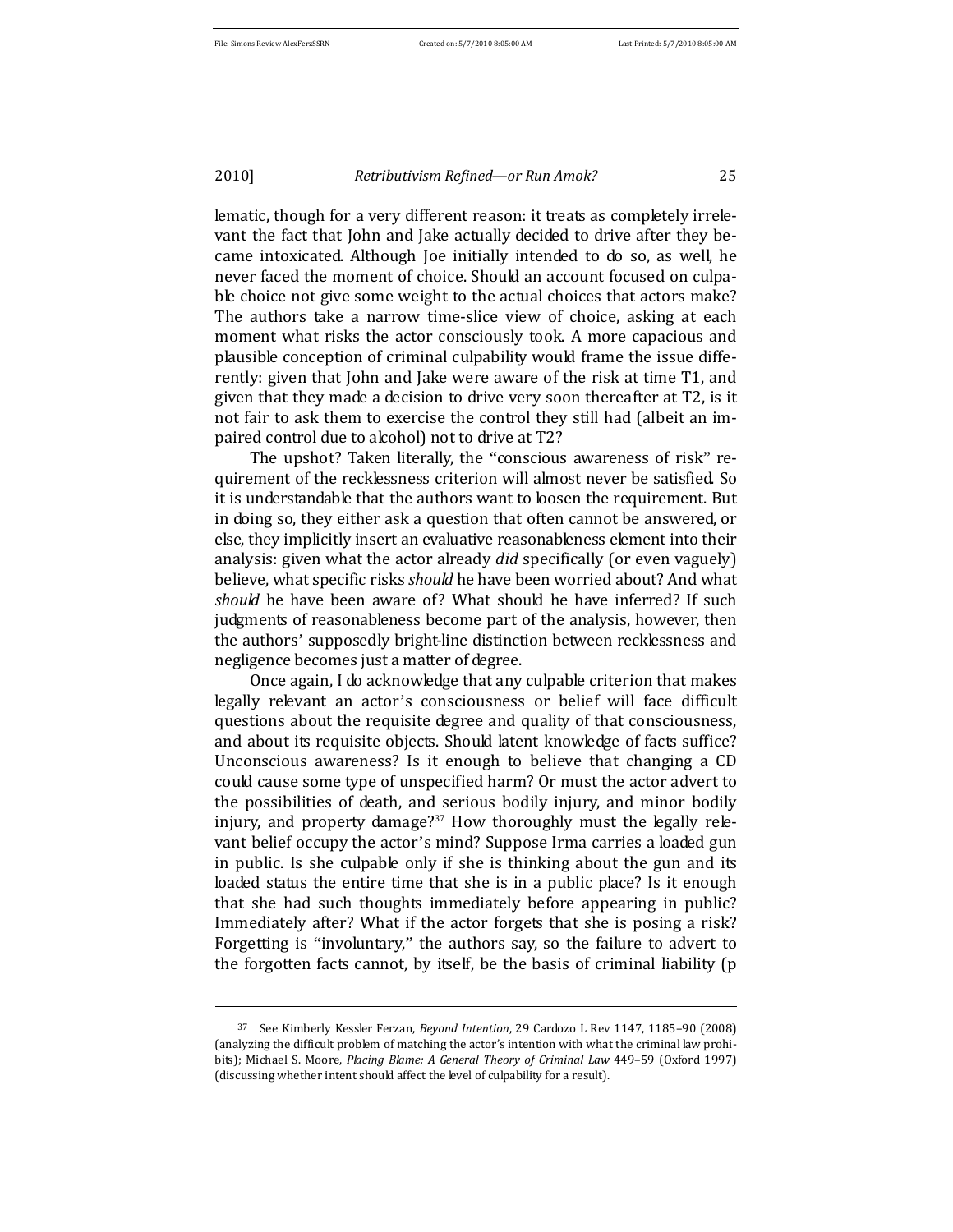lematic, though for a very different reason: it treats as completely irrelevant the fact that John and Jake actually decided to drive after they became intoxicated. Although Joe initially intended to do so, as well, he never faced the moment of choice. Should an account focused on culpable choice not give some weight to the actual choices that actors make? The authors take a narrow time-slice view of choice, asking at each moment what risks the actor consciously took. A more capacious and plausible conception of criminal culpability would frame the issue differently: given that John and Jake were aware of the risk at time T1, and given that they made a decision to drive very soon thereafter at T2, is it not fair to ask them to exercise the control they still had (albeit an impaired control due to alcohol) not to drive at T2?

The upshot? Taken literally, the "conscious awareness of risk" requirement of the recklessness criterion will almost never be satisfied. So it is understandable that the authors want to loosen the requirement. But in doing so, they either ask a question that often cannot be answered, or else, they implicitly insert an evaluative reasonableness element into their analysis: given what the actor already *did* specifically (or even vaguely) believe, what specific risks *should* he have been worried about? And what *should* he have been aware of? What should he have inferred? If such judgments of reasonableness become part of the analysis, however, then the authors' supposedly bright-line distinction between recklessness and negligence becomes just a matter of degree.

Once again, I do acknowledge that any culpable criterion that makes legally relevant an actor's consciousness or belief will face difficult questions about the requisite degree and quality of that consciousness, and about its requisite objects. Should latent knowledge of facts suffice? Unconscious awareness? Is it enough to believe that changing a CD could cause some type of unspecified harm? Or must the actor advert to the possibilities of death, and serious bodily injury, and minor bodily injury, and property damage?[37] How thoroughly must the legally relevant belief occupy the actor's mind? Suppose Irma carries a loaded gun in public. Is she culpable only if she is thinking about the gun and its loaded status the entire time that she is in a public place? Is it enough that she had such thoughts immediately before appearing in public? Immediately after? What if the actor forgets that she is posing a risk? Forgetting is "involuntary," the authors say, so the failure to advert to the forgotten facts cannot, by itself, be the basis of criminal liability (p

---

[37] See Kimberly Kessler Ferzan, *Beyond Intention*, 29 Cardozo L Rev 1147, 1185–90 (2008) (analyzing the difficult problem of matching the actor's intention with what the criminal law prohibits); Michael S. Moore, *Placing Blame: A General Theory of Criminal Law* 449–59 (Oxford 1997) (discussing whether intent should affect the level of culpability for a result).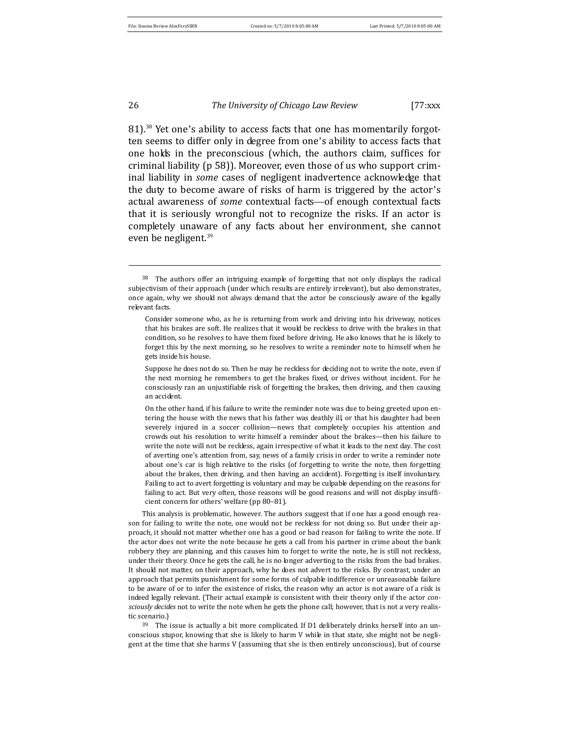81).[38] Yet one's ability to access facts that one has momentarily forgotten seems to differ only in degree from one's ability to access facts that one holds in the preconscious (which, the authors claim, suffices for criminal liability (p 58)). Moreover, even those of us who support criminal liability in *some* cases of negligent inadvertence acknowledge that the duty to become aware of risks of harm is triggered by the actor's actual awareness of *some* contextual facts—of enough contextual facts that it is seriously wrongful not to recognize the risks. If an actor is completely unaware of any facts about her environment, she cannot even be negligent.[39]

---

[38] The authors offer an intriguing example of forgetting that not only displays the radical subjectivism of their approach (under which results are entirely irrelevant), but also demonstrates, once again, why we should not always demand that the actor be consciously aware of the legally relevant facts.

> Consider someone who, as he is returning from work and driving into his driveway, notices that his brakes are soft. He realizes that it would be reckless to drive with the brakes in that condition, so he resolves to have them fixed before driving. He also knows that he is likely to forget this by the next morning, so he resolves to write a reminder note to himself when he gets inside his house.
>
> Suppose he does not do so. Then he may be reckless for deciding not to write the note, even if the next morning he remembers to get the brakes fixed, or drives without incident. For he consciously ran an unjustifiable risk of forgetting the brakes, then driving, and then causing an accident.
>
> On the other hand, if his failure to write the reminder note was due to being greeted upon entering the house with the news that his father was deathly ill, or that his daughter had been severely injured in a soccer collision—news that completely occupies his attention and crowds out his resolution to write himself a reminder about the brakes—then his failure to write the note will not be reckless, again irrespective of what it leads to the next day. The cost of averting one's attention from, say, news of a family crisis in order to write a reminder note about one's car is high relative to the risks (of forgetting to write the note, then forgetting about the brakes, then driving, and then having an accident). Forgetting is itself involuntary. Failing to act to avert forgetting is voluntary and may be culpable depending on the reasons for failing to act. But very often, those reasons will be good reasons and will not display insufficient concern for others' welfare (pp 80–81).

This analysis is problematic, however. The authors suggest that if one has a good enough reason for failing to write the note, one would not be reckless for not doing so. But under their approach, it should not matter whether one has a good or bad reason for failing to write the note. If the actor does not write the note because he gets a call from his partner in crime about the bank robbery they are planning, and this causes him to forget to write the note, he is still not reckless, under their theory. Once he gets the call, he is no longer adverting to the risks from the bad brakes. It should not matter, on their approach, why he does not advert to the risks. By contrast, under an approach that permits punishment for some forms of culpable indifference or unreasonable failure to be aware of or to infer the existence of risks, the reason why an actor is not aware of a risk is indeed legally relevant. (Their actual example is consistent with their theory only if the actor *consciously decides* not to write the note when he gets the phone call; however, that is not a very realistic scenario.)

[39] The issue is actually a bit more complicated. If D1 deliberately drinks herself into an unconscious stupor, knowing that she is likely to harm V while in that state, she might not be negligent at the time that she harms V (assuming that she is then entirely unconscious), but of course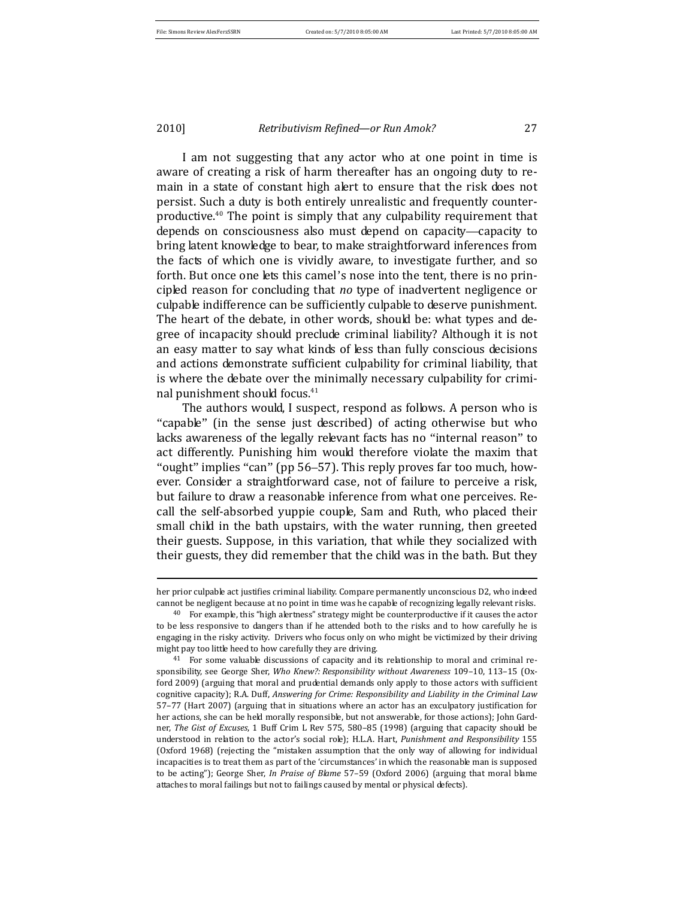I am not suggesting that any actor who at one point in time is aware of creating a risk of harm thereafter has an ongoing duty to remain in a state of constant high alert to ensure that the risk does not persist. Such a duty is both entirely unrealistic and frequently counterproductive.[40] The point is simply that any culpability requirement that depends on consciousness also must depend on capacity—capacity to bring latent knowledge to bear, to make straightforward inferences from the facts of which one is vividly aware, to investigate further, and so forth. But once one lets this camel's nose into the tent, there is no principled reason for concluding that *no* type of inadvertent negligence or culpable indifference can be sufficiently culpable to deserve punishment. The heart of the debate, in other words, should be: what types and degree of incapacity should preclude criminal liability? Although it is not an easy matter to say what kinds of less than fully conscious decisions and actions demonstrate sufficient culpability for criminal liability, that is where the debate over the minimally necessary culpability for criminal punishment should focus.[41]

The authors would, I suspect, respond as follows. A person who is "capable" (in the sense just described) of acting otherwise but who lacks awareness of the legally relevant facts has no "internal reason" to act differently. Punishing him would therefore violate the maxim that "ought" implies "can" (pp 56–57). This reply proves far too much, however. Consider a straightforward case, not of failure to perceive a risk, but failure to draw a reasonable inference from what one perceives. Recall the self-absorbed yuppie couple, Sam and Ruth, who placed their small child in the bath upstairs, with the water running, then greeted their guests. Suppose, in this variation, that while they socialized with their guests, they did remember that the child was in the bath. But they

---

her prior culpable act justifies criminal liability. Compare permanently unconscious D2, who indeed cannot be negligent because at no point in time was he capable of recognizing legally relevant risks.

[40] For example, this "high alertness" strategy might be counterproductive if it causes the actor to be less responsive to dangers than if he attended both to the risks and to how carefully he is engaging in the risky activity. Drivers who focus only on who might be victimized by their driving might pay too little heed to how carefully they are driving.

[41] For some valuable discussions of capacity and its relationship to moral and criminal responsibility, see George Sher, *Who Knew?: Responsibility without Awareness* 109–10, 113–15 (Oxford 2009) (arguing that moral and prudential demands only apply to those actors with sufficient cognitive capacity); R.A. Duff, *Answering for Crime: Responsibility and Liability in the Criminal Law* 57–77 (Hart 2007) (arguing that in situations where an actor has an exculpatory justification for her actions, she can be held morally responsible, but not answerable, for those actions); John Gardner, *The Gist of Excuses*, 1 Buff Crim L Rev 575, 580–85 (1998) (arguing that capacity should be understood in relation to the actor's social role); H.L.A. Hart, *Punishment and Responsibility* 155 (Oxford 1968) (rejecting the "mistaken assumption that the only way of allowing for individual incapacities is to treat them as part of the 'circumstances' in which the reasonable man is supposed to be acting"); George Sher, *In Praise of Blame* 57–59 (Oxford 2006) (arguing that moral blame attaches to moral failings but not to failings caused by mental or physical defects).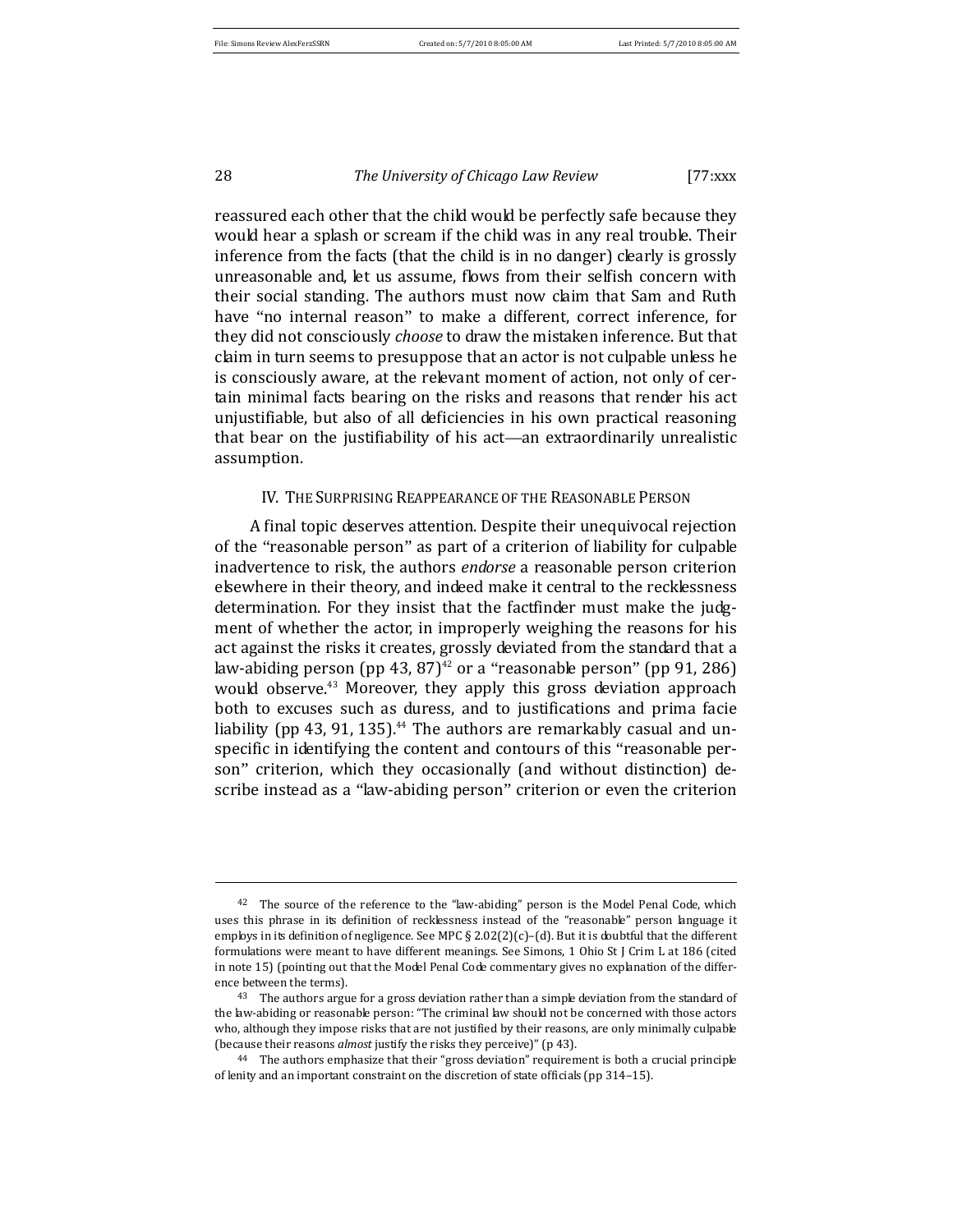reassured each other that the child would be perfectly safe because they would hear a splash or scream if the child was in any real trouble. Their inference from the facts (that the child is in no danger) clearly is grossly unreasonable and, let us assume, flows from their selfish concern with their social standing. The authors must now claim that Sam and Ruth have "no internal reason" to make a different, correct inference, for they did not consciously *choose* to draw the mistaken inference. But that claim in turn seems to presuppose that an actor is not culpable unless he is consciously aware, at the relevant moment of action, not only of certain minimal facts bearing on the risks and reasons that render his act unjustifiable, but also of all deficiencies in his own practical reasoning that bear on the justifiability of his act—an extraordinarily unrealistic assumption.

## IV. The Surprising Reappearance of the Reasonable Person

A final topic deserves attention. Despite their unequivocal rejection of the "reasonable person" as part of a criterion of liability for culpable inadvertence to risk, the authors *endorse* a reasonable person criterion elsewhere in their theory, and indeed make it central to the recklessness determination. For they insist that the factfinder must make the judgment of whether the actor, in improperly weighing the reasons for his act against the risks it creates, grossly deviated from the standard that a law-abiding person (pp 43, 87)[42] or a "reasonable person" (pp 91, 286) would observe.[43] Moreover, they apply this gross deviation approach both to excuses such as duress, and to justifications and prima facie liability (pp 43, 91, 135).[44] The authors are remarkably casual and unspecific in identifying the content and contours of this "reasonable person" criterion, which they occasionally (and without distinction) describe instead as a "law-abiding person" criterion or even the criterion

---

[42] The source of the reference to the "law-abiding" person is the Model Penal Code, which uses this phrase in its definition of recklessness instead of the "reasonable" person language it employs in its definition of negligence. See MPC § 2.02(2)(c)–(d). But it is doubtful that the different formulations were meant to have different meanings. See Simons, 1 Ohio St J Crim L at 186 (cited in note 15) (pointing out that the Model Penal Code commentary gives no explanation of the difference between the terms).

[43] The authors argue for a gross deviation rather than a simple deviation from the standard of the law-abiding or reasonable person: "The criminal law should not be concerned with those actors who, although they impose risks that are not justified by their reasons, are only minimally culpable (because their reasons *almost* justify the risks they perceive)" (p 43).

[44] The authors emphasize that their "gross deviation" requirement is both a crucial principle of lenity and an important constraint on the discretion of state officials (pp 314–15).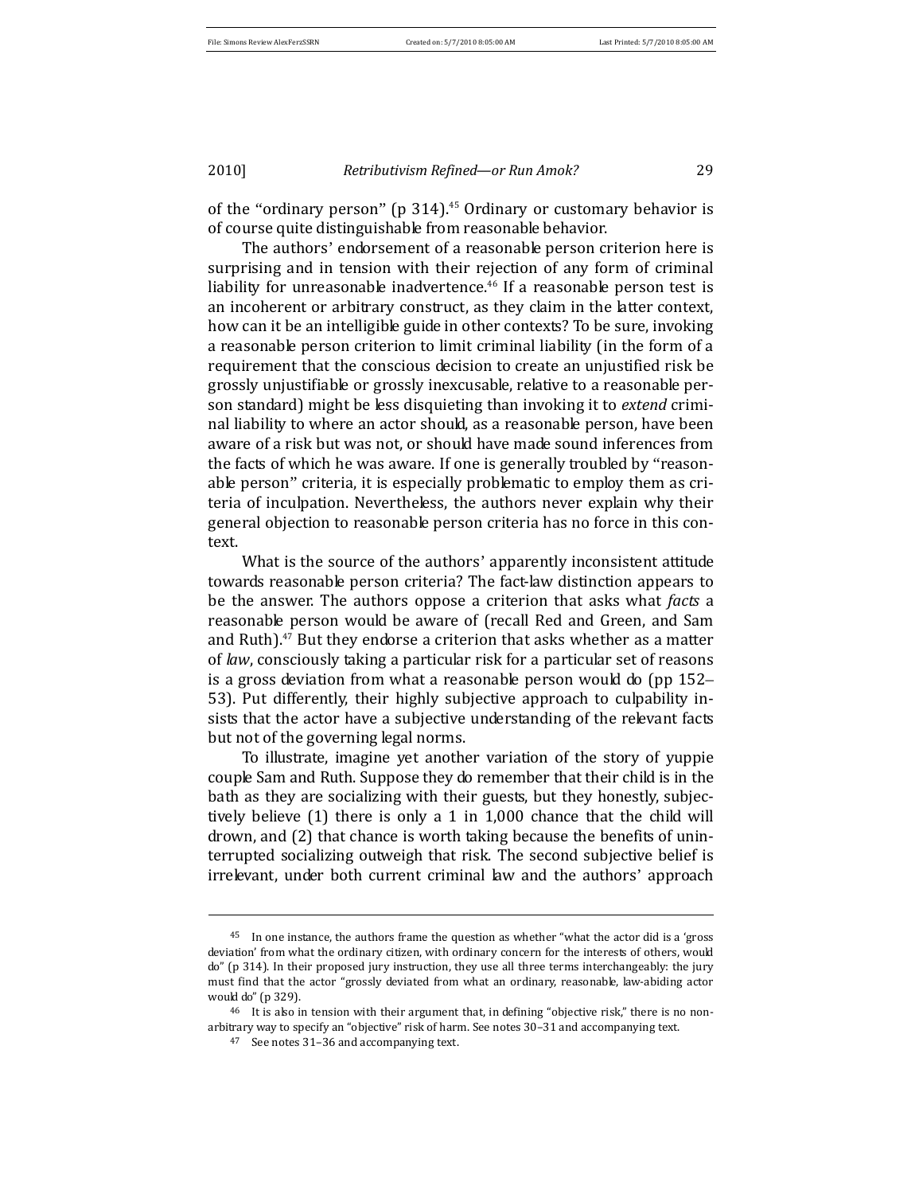of the "ordinary person" (p 314).[45] Ordinary or customary behavior is of course quite distinguishable from reasonable behavior.

The authors' endorsement of a reasonable person criterion here is surprising and in tension with their rejection of any form of criminal liability for unreasonable inadvertence.[46] If a reasonable person test is an incoherent or arbitrary construct, as they claim in the latter context, how can it be an intelligible guide in other contexts? To be sure, invoking a reasonable person criterion to limit criminal liability (in the form of a requirement that the conscious decision to create an unjustified risk be grossly unjustifiable or grossly inexcusable, relative to a reasonable person standard) might be less disquieting than invoking it to *extend* criminal liability to where an actor should, as a reasonable person, have been aware of a risk but was not, or should have made sound inferences from the facts of which he was aware. If one is generally troubled by "reasonable person" criteria, it is especially problematic to employ them as criteria of inculpation. Nevertheless, the authors never explain why their general objection to reasonable person criteria has no force in this context.

What is the source of the authors' apparently inconsistent attitude towards reasonable person criteria? The fact-law distinction appears to be the answer. The authors oppose a criterion that asks what *facts* a reasonable person would be aware of (recall Red and Green, and Sam and Ruth).[47] But they endorse a criterion that asks whether as a matter of *law*, consciously taking a particular risk for a particular set of reasons is a gross deviation from what a reasonable person would do (pp 152–53). Put differently, their highly subjective approach to culpability insists that the actor have a subjective understanding of the relevant facts but not of the governing legal norms.

To illustrate, imagine yet another variation of the story of yuppie couple Sam and Ruth. Suppose they do remember that their child is in the bath as they are socializing with their guests, but they honestly, subjectively believe (1) there is only a 1 in 1,000 chance that the child will drown, and (2) that chance is worth taking because the benefits of uninterrupted socializing outweigh that risk. The second subjective belief is irrelevant, under both current criminal law and the authors' approach

---

[45] In one instance, the authors frame the question as whether "what the actor did is a 'gross deviation' from what the ordinary citizen, with ordinary concern for the interests of others, would do" (p 314). In their proposed jury instruction, they use all three terms interchangeably: the jury must find that the actor "grossly deviated from what an ordinary, reasonable, law-abiding actor would do" (p 329).

[46] It is also in tension with their argument that, in defining "objective risk," there is no non-arbitrary way to specify an "objective" risk of harm. See notes 30–31 and accompanying text.

[47] See notes 31–36 and accompanying text.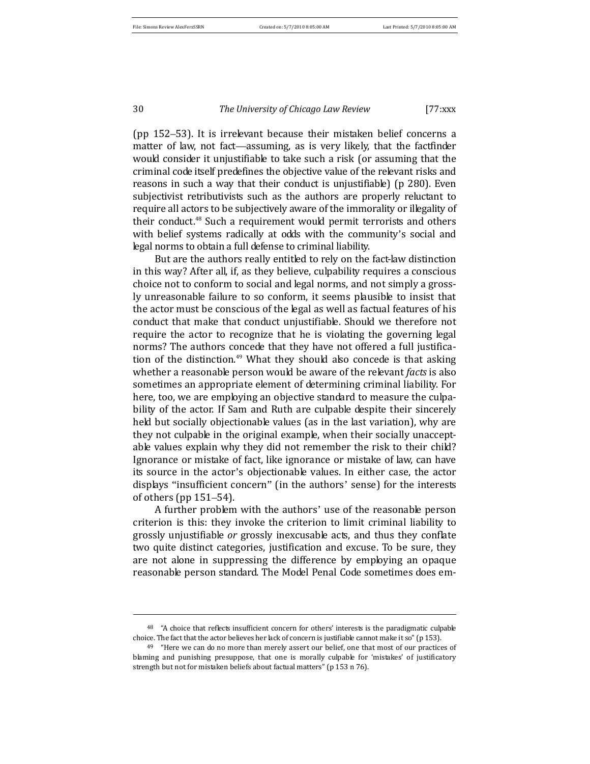(pp 152–53). It is irrelevant because their mistaken belief concerns a matter of law, not fact—assuming, as is very likely, that the factfinder would consider it unjustifiable to take such a risk (or assuming that the criminal code itself predefines the objective value of the relevant risks and reasons in such a way that their conduct is unjustifiable) (p 280). Even subjectivist retributivists such as the authors are properly reluctant to require all actors to be subjectively aware of the immorality or illegality of their conduct.[48] Such a requirement would permit terrorists and others with belief systems radically at odds with the community's social and legal norms to obtain a full defense to criminal liability.

But are the authors really entitled to rely on the fact-law distinction in this way? After all, if, as they believe, culpability requires a conscious choice not to conform to social and legal norms, and not simply a grossly unreasonable failure to so conform, it seems plausible to insist that the actor must be conscious of the legal as well as factual features of his conduct that make that conduct unjustifiable. Should we therefore not require the actor to recognize that he is violating the governing legal norms? The authors concede that they have not offered a full justification of the distinction.[49] What they should also concede is that asking whether a reasonable person would be aware of the relevant *facts* is also sometimes an appropriate element of determining criminal liability. For here, too, we are employing an objective standard to measure the culpability of the actor. If Sam and Ruth are culpable despite their sincerely held but socially objectionable values (as in the last variation), why are they not culpable in the original example, when their socially unacceptable values explain why they did not remember the risk to their child? Ignorance or mistake of fact, like ignorance or mistake of law, can have its source in the actor's objectionable values. In either case, the actor displays "insufficient concern" (in the authors' sense) for the interests of others (pp 151–54).

A further problem with the authors' use of the reasonable person criterion is this: they invoke the criterion to limit criminal liability to grossly unjustifiable *or* grossly inexcusable acts, and thus they conflate two quite distinct categories, justification and excuse. To be sure, they are not alone in suppressing the difference by employing an opaque reasonable person standard. The Model Penal Code sometimes does em-

---

[48] "A choice that reflects insufficient concern for others' interests is the paradigmatic culpable choice. The fact that the actor believes her lack of concern is justifiable cannot make it so" (p 153).

[49] "Here we can do no more than merely assert our belief, one that most of our practices of blaming and punishing presuppose, that one is morally culpable for 'mistakes' of justificatory strength but not for mistaken beliefs about factual matters" (p 153 n 76).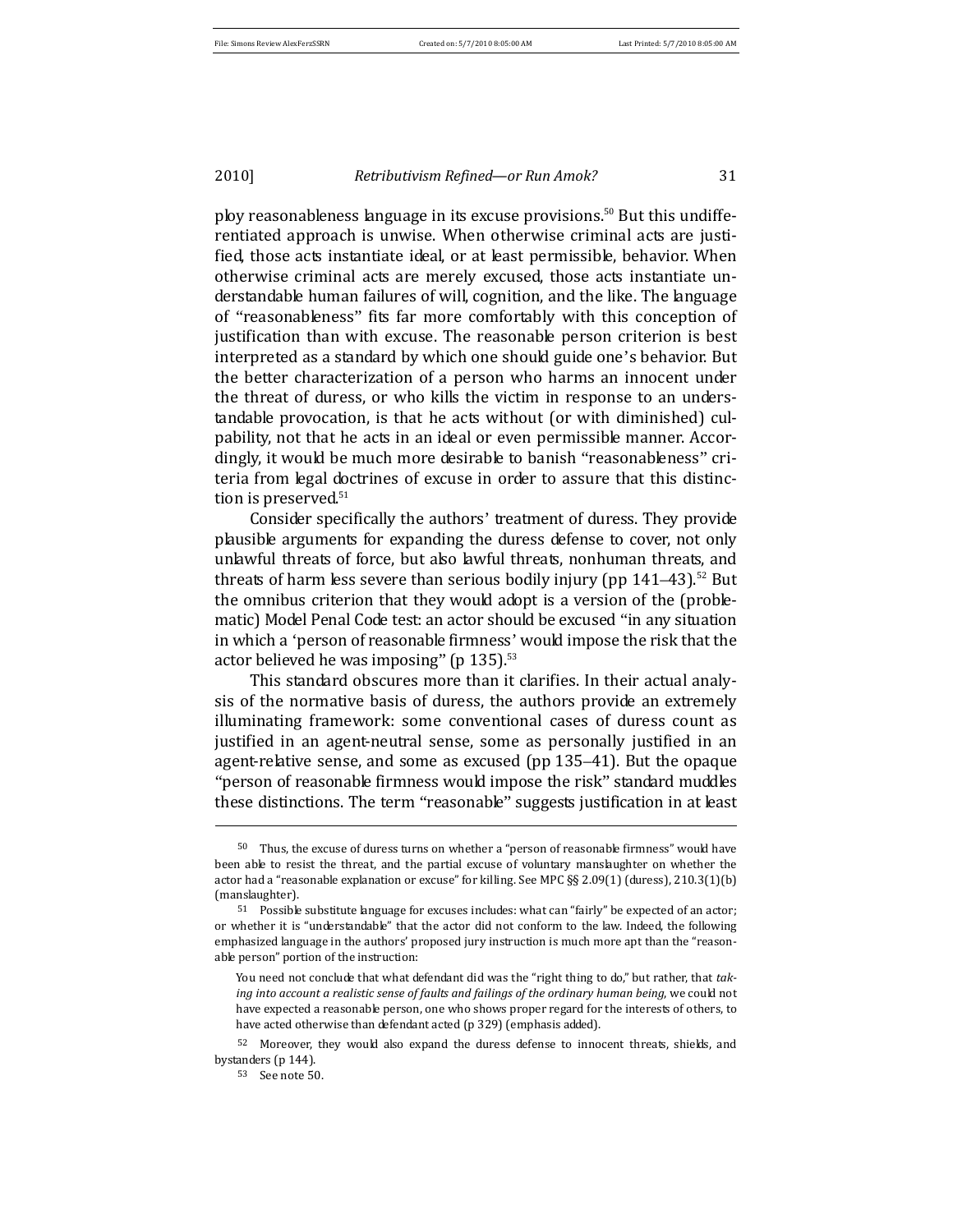ploy reasonableness language in its excuse provisions.[50] But this undifferentiated approach is unwise. When otherwise criminal acts are justified, those acts instantiate ideal, or at least permissible, behavior. When otherwise criminal acts are merely excused, those acts instantiate understandable human failures of will, cognition, and the like. The language of "reasonableness" fits far more comfortably with this conception of justification than with excuse. The reasonable person criterion is best interpreted as a standard by which one should guide one's behavior. But the better characterization of a person who harms an innocent under the threat of duress, or who kills the victim in response to an understandable provocation, is that he acts without (or with diminished) culpability, not that he acts in an ideal or even permissible manner. Accordingly, it would be much more desirable to banish "reasonableness" criteria from legal doctrines of excuse in order to assure that this distinction is preserved.[51]

Consider specifically the authors' treatment of duress. They provide plausible arguments for expanding the duress defense to cover, not only unlawful threats of force, but also lawful threats, nonhuman threats, and threats of harm less severe than serious bodily injury (pp 141–43).[52] But the omnibus criterion that they would adopt is a version of the (problematic) Model Penal Code test: an actor should be excused "in any situation in which a 'person of reasonable firmness' would impose the risk that the actor believed he was imposing" (p 135).[53]

This standard obscures more than it clarifies. In their actual analysis of the normative basis of duress, the authors provide an extremely illuminating framework: some conventional cases of duress count as justified in an agent-neutral sense, some as personally justified in an agent-relative sense, and some as excused (pp 135–41). But the opaque "person of reasonable firmness would impose the risk" standard muddles these distinctions. The term "reasonable" suggests justification in at least

---

[50] Thus, the excuse of duress turns on whether a "person of reasonable firmness" would have been able to resist the threat, and the partial excuse of voluntary manslaughter on whether the actor had a "reasonable explanation or excuse" for killing. See MPC §§ 2.09(1) (duress), 210.3(1)(b) (manslaughter).

[51] Possible substitute language for excuses includes: what can "fairly" be expected of an actor; or whether it is "understandable" that the actor did not conform to the law. Indeed, the following emphasized language in the authors' proposed jury instruction is much more apt than the "reasonable person" portion of the instruction:

> You need not conclude that what defendant did was the "right thing to do," but rather, that *taking into account a realistic sense of faults and failings of the ordinary human being*, we could not have expected a reasonable person, one who shows proper regard for the interests of others, to have acted otherwise than defendant acted (p 329) (emphasis added).

[52] Moreover, they would also expand the duress defense to innocent threats, shields, and bystanders (p 144).

[53] See note 50.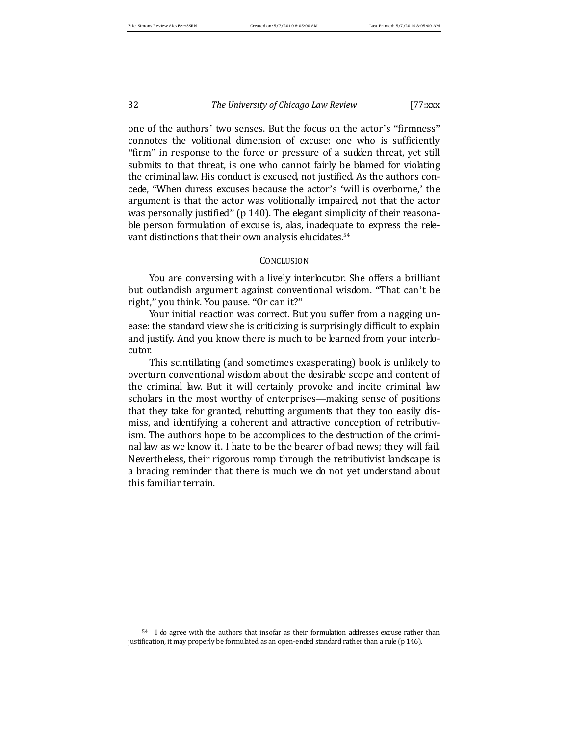one of the authors' two senses. But the focus on the actor's "firmness" connotes the volitional dimension of excuse: one who is sufficiently "firm" in response to the force or pressure of a sudden threat, yet still submits to that threat, is one who cannot fairly be blamed for violating the criminal law. His conduct is excused, not justified. As the authors concede, "When duress excuses because the actor's 'will is overborne,' the argument is that the actor was volitionally impaired, not that the actor was personally justified" (p 140). The elegant simplicity of their reasonable person formulation of excuse is, alas, inadequate to express the relevant distinctions that their own analysis elucidates.[54]

## CONCLUSION

You are conversing with a lively interlocutor. She offers a brilliant but outlandish argument against conventional wisdom. "That can't be right," you think. You pause. "Or can it?"

Your initial reaction was correct. But you suffer from a nagging unease: the standard view she is criticizing is surprisingly difficult to explain and justify. And you know there is much to be learned from your interlocutor.

This scintillating (and sometimes exasperating) book is unlikely to overturn conventional wisdom about the desirable scope and content of the criminal law. But it will certainly provoke and incite criminal law scholars in the most worthy of enterprises—making sense of positions that they take for granted, rebutting arguments that they too easily dismiss, and identifying a coherent and attractive conception of retributivism. The authors hope to be accomplices to the destruction of the criminal law as we know it. I hate to be the bearer of bad news; they will fail. Nevertheless, their rigorous romp through the retributivist landscape is a bracing reminder that there is much we do not yet understand about this familiar terrain.

---

[54] I do agree with the authors that insofar as their formulation addresses excuse rather than justification, it may properly be formulated as an open-ended standard rather than a rule (p 146).